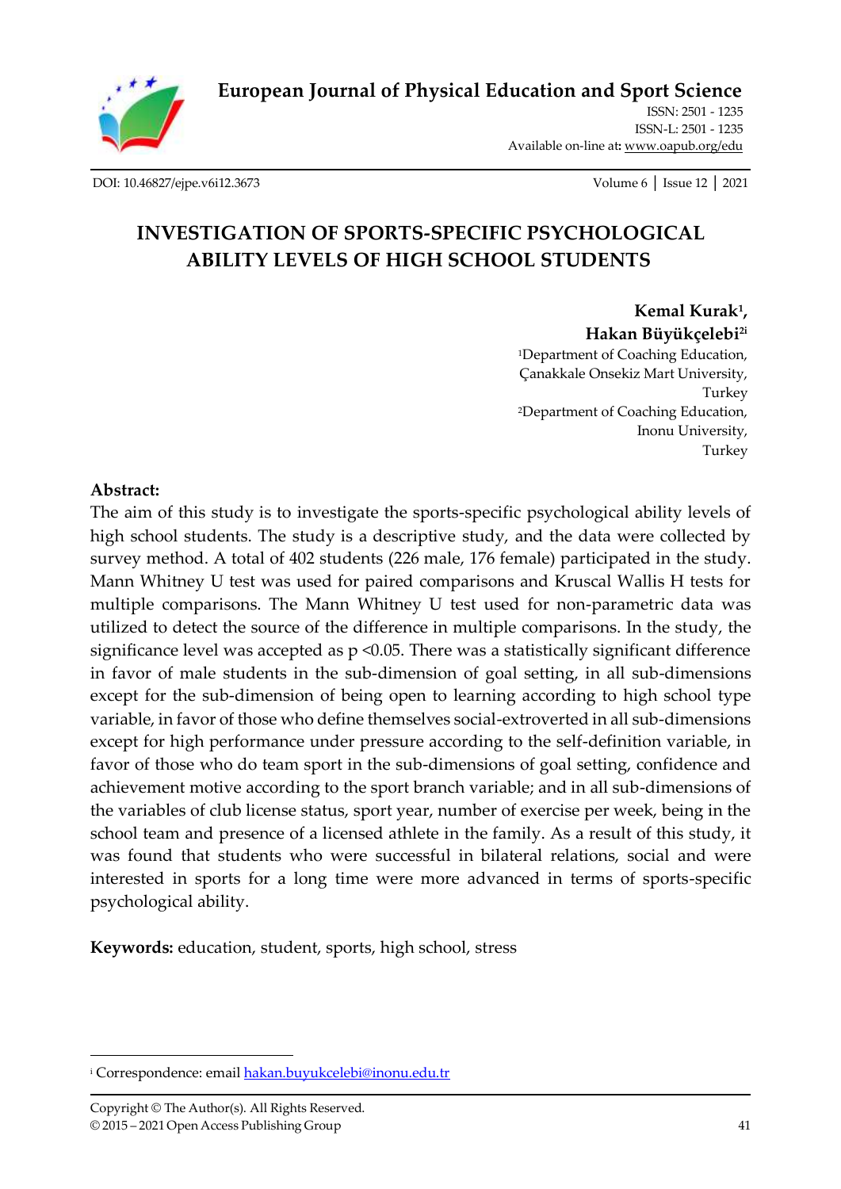# European Journal of Physical Education and Sport Science

ISSN: 2501 - 1235
ISSN-L: 2501 - 1235
Available on-line at: www.oapub.org/edu

DOI: 10.46827/ejpe.v6i12.3673

## INVESTIGATION OF SPORTS-SPECIFIC PSYCHOLOGICAL ABILITY LEVELS OF HIGH SCHOOL STUDENTS

**Kemal Kurak[1], Hakan Büyükçelebi[2i]**

[1]Department of Coaching Education, Çanakkale Onsekiz Mart University, Turkey

[2]Department of Coaching Education, Inonu University, Turkey

### Abstract:

The aim of this study is to investigate the sports-specific psychological ability levels of high school students. The study is a descriptive study, and the data were collected by survey method. A total of 402 students (226 male, 176 female) participated in the study. Mann Whitney U test was used for paired comparisons and Kruscal Wallis H tests for multiple comparisons. The Mann Whitney U test used for non-parametric data was utilized to detect the source of the difference in multiple comparisons. In the study, the significance level was accepted as $p < 0.05$. There was a statistically significant difference in favor of male students in the sub-dimension of goal setting, in all sub-dimensions except for the sub-dimension of being open to learning according to high school type variable, in favor of those who define themselves social-extroverted in all sub-dimensions except for high performance under pressure according to the self-definition variable, in favor of those who do team sport in the sub-dimensions of goal setting, confidence and achievement motive according to the sport branch variable; and in all sub-dimensions of the variables of club license status, sport year, number of exercise per week, being in the school team and presence of a licensed athlete in the family. As a result of this study, it was found that students who were successful in bilateral relations, social and were interested in sports for a long time were more advanced in terms of sports-specific psychological ability.

**Keywords:** education, student, sports, high school, stress

---

[i] Correspondence: email hakan.buyukcelebi@inonu.edu.tr

Copyright © The Author(s). All Rights Reserved.
© 2015 – 2021 Open Access Publishing Group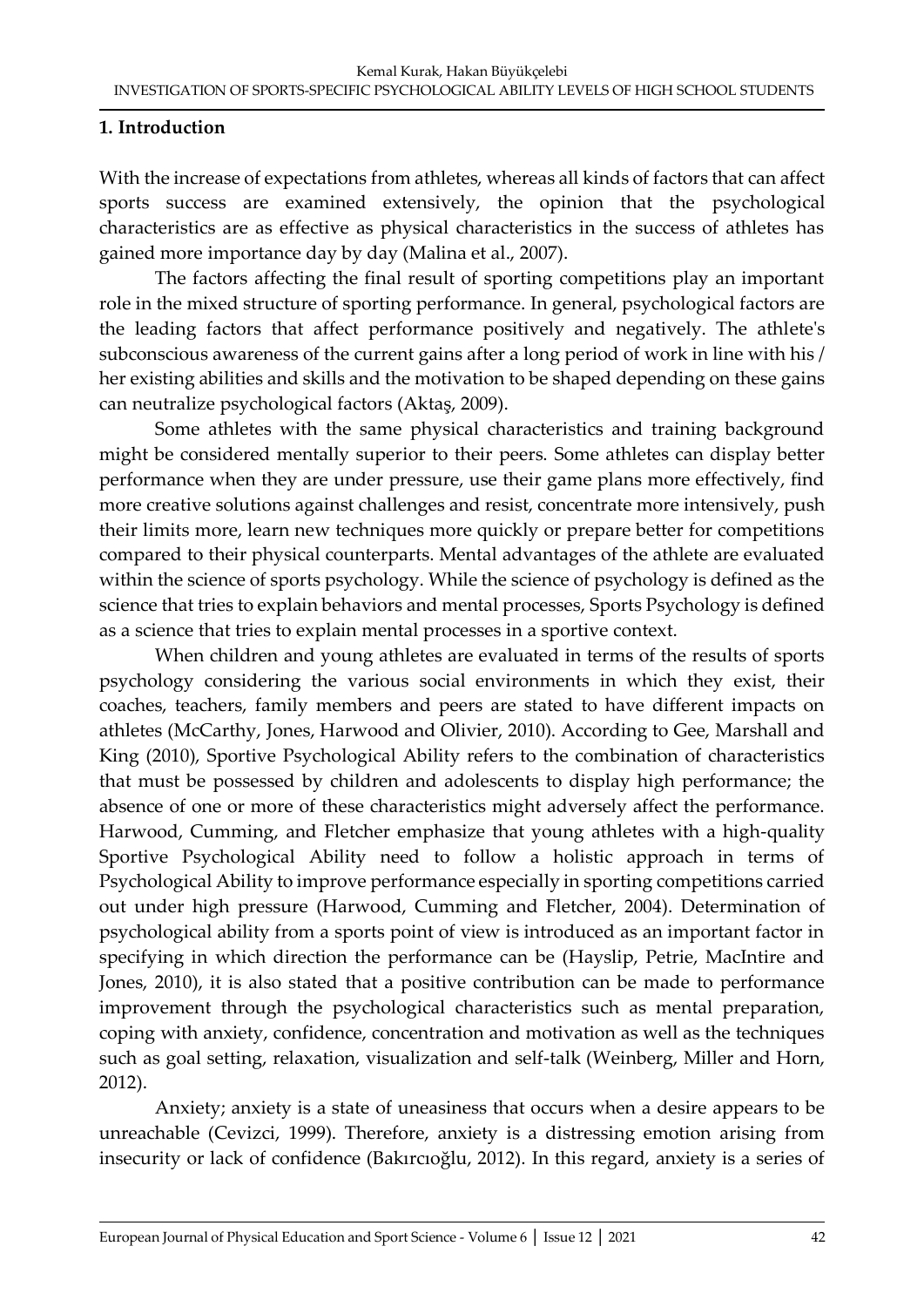## 1. Introduction

With the increase of expectations from athletes, whereas all kinds of factors that can affect sports success are examined extensively, the opinion that the psychological characteristics are as effective as physical characteristics in the success of athletes has gained more importance day by day (Malina et al., 2007).

The factors affecting the final result of sporting competitions play an important role in the mixed structure of sporting performance. In general, psychological factors are the leading factors that affect performance positively and negatively. The athlete's subconscious awareness of the current gains after a long period of work in line with his / her existing abilities and skills and the motivation to be shaped depending on these gains can neutralize psychological factors (Aktaş, 2009).

Some athletes with the same physical characteristics and training background might be considered mentally superior to their peers. Some athletes can display better performance when they are under pressure, use their game plans more effectively, find more creative solutions against challenges and resist, concentrate more intensively, push their limits more, learn new techniques more quickly or prepare better for competitions compared to their physical counterparts. Mental advantages of the athlete are evaluated within the science of sports psychology. While the science of psychology is defined as the science that tries to explain behaviors and mental processes, Sports Psychology is defined as a science that tries to explain mental processes in a sportive context.

When children and young athletes are evaluated in terms of the results of sports psychology considering the various social environments in which they exist, their coaches, teachers, family members and peers are stated to have different impacts on athletes (McCarthy, Jones, Harwood and Olivier, 2010). According to Gee, Marshall and King (2010), Sportive Psychological Ability refers to the combination of characteristics that must be possessed by children and adolescents to display high performance; the absence of one or more of these characteristics might adversely affect the performance. Harwood, Cumming, and Fletcher emphasize that young athletes with a high-quality Sportive Psychological Ability need to follow a holistic approach in terms of Psychological Ability to improve performance especially in sporting competitions carried out under high pressure (Harwood, Cumming and Fletcher, 2004). Determination of psychological ability from a sports point of view is introduced as an important factor in specifying in which direction the performance can be (Hayslip, Petrie, MacIntire and Jones, 2010), it is also stated that a positive contribution can be made to performance improvement through the psychological characteristics such as mental preparation, coping with anxiety, confidence, concentration and motivation as well as the techniques such as goal setting, relaxation, visualization and self-talk (Weinberg, Miller and Horn, 2012).

Anxiety; anxiety is a state of uneasiness that occurs when a desire appears to be unreachable (Cevizci, 1999). Therefore, anxiety is a distressing emotion arising from insecurity or lack of confidence (Bakırcıoğlu, 2012). In this regard, anxiety is a series of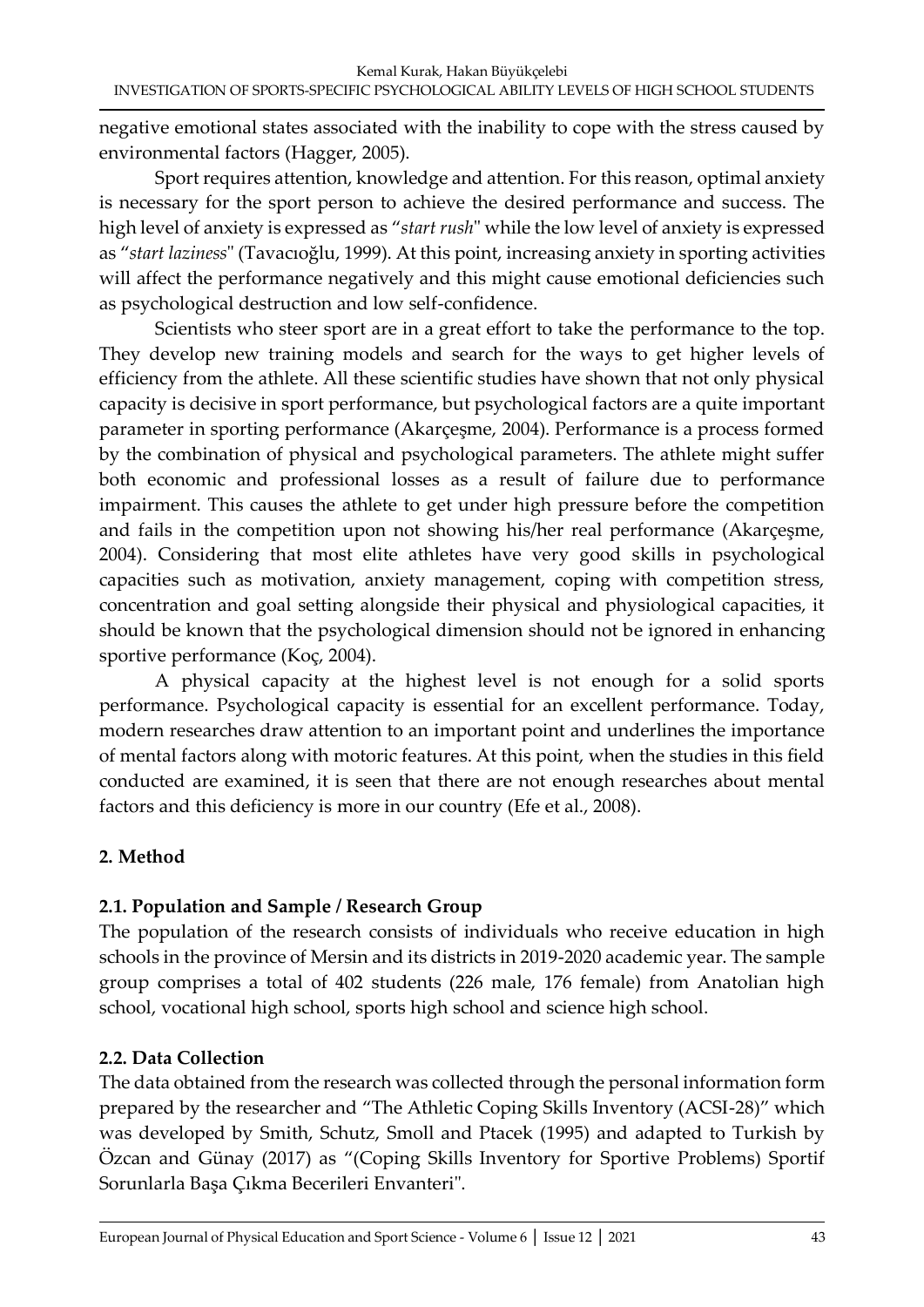negative emotional states associated with the inability to cope with the stress caused by environmental factors (Hagger, 2005).

Sport requires attention, knowledge and attention. For this reason, optimal anxiety is necessary for the sport person to achieve the desired performance and success. The high level of anxiety is expressed as "*start rush*" while the low level of anxiety is expressed as "*start laziness*" (Tavacıoğlu, 1999). At this point, increasing anxiety in sporting activities will affect the performance negatively and this might cause emotional deficiencies such as psychological destruction and low self-confidence.

Scientists who steer sport are in a great effort to take the performance to the top. They develop new training models and search for the ways to get higher levels of efficiency from the athlete. All these scientific studies have shown that not only physical capacity is decisive in sport performance, but psychological factors are a quite important parameter in sporting performance (Akarçeşme, 2004). Performance is a process formed by the combination of physical and psychological parameters. The athlete might suffer both economic and professional losses as a result of failure due to performance impairment. This causes the athlete to get under high pressure before the competition and fails in the competition upon not showing his/her real performance (Akarçeşme, 2004). Considering that most elite athletes have very good skills in psychological capacities such as motivation, anxiety management, coping with competition stress, concentration and goal setting alongside their physical and physiological capacities, it should be known that the psychological dimension should not be ignored in enhancing sportive performance (Koç, 2004).

A physical capacity at the highest level is not enough for a solid sports performance. Psychological capacity is essential for an excellent performance. Today, modern researches draw attention to an important point and underlines the importance of mental factors along with motoric features. At this point, when the studies in this field conducted are examined, it is seen that there are not enough researches about mental factors and this deficiency is more in our country (Efe et al., 2008).

## 2. Method

### 2.1. Population and Sample / Research Group

The population of the research consists of individuals who receive education in high schools in the province of Mersin and its districts in 2019-2020 academic year. The sample group comprises a total of 402 students (226 male, 176 female) from Anatolian high school, vocational high school, sports high school and science high school.

### 2.2. Data Collection

The data obtained from the research was collected through the personal information form prepared by the researcher and "The Athletic Coping Skills Inventory (ACSI-28)" which was developed by Smith, Schutz, Smoll and Ptacek (1995) and adapted to Turkish by Özcan and Günay (2017) as "(Coping Skills Inventory for Sportive Problems) Sportif Sorunlarla Başa Çıkma Becerileri Envanteri".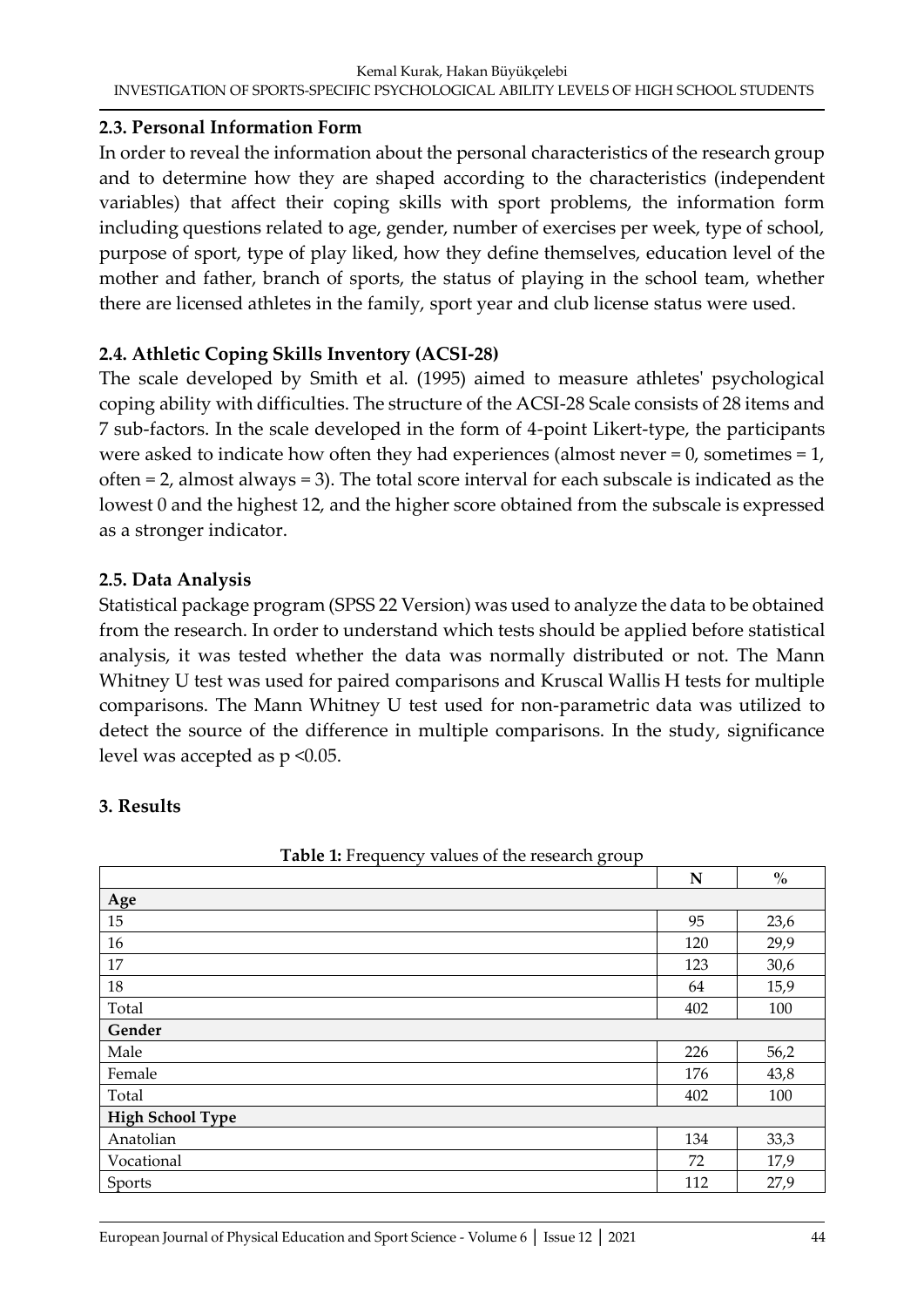### 2.3. Personal Information Form

In order to reveal the information about the personal characteristics of the research group and to determine how they are shaped according to the characteristics (independent variables) that affect their coping skills with sport problems, the information form including questions related to age, gender, number of exercises per week, type of school, purpose of sport, type of play liked, how they define themselves, education level of the mother and father, branch of sports, the status of playing in the school team, whether there are licensed athletes in the family, sport year and club license status were used.

### 2.4. Athletic Coping Skills Inventory (ACSI-28)

The scale developed by Smith et al. (1995) aimed to measure athletes' psychological coping ability with difficulties. The structure of the ACSI-28 Scale consists of 28 items and 7 sub-factors. In the scale developed in the form of 4-point Likert-type, the participants were asked to indicate how often they had experiences (almost never = 0, sometimes = 1, often = 2, almost always = 3). The total score interval for each subscale is indicated as the lowest 0 and the highest 12, and the higher score obtained from the subscale is expressed as a stronger indicator.

### 2.5. Data Analysis

Statistical package program (SPSS 22 Version) was used to analyze the data to be obtained from the research. In order to understand which tests should be applied before statistical analysis, it was tested whether the data was normally distributed or not. The Mann Whitney U test was used for paired comparisons and Kruscal Wallis H tests for multiple comparisons. The Mann Whitney U test used for non-parametric data was utilized to detect the source of the difference in multiple comparisons. In the study, significance level was accepted as $p < 0.05$.

## 3. Results

**Table 1:** Frequency values of the research group

| | N | % |
|---|---|---|
| **Age** | | |
| 15 | 95 | 23,6 |
| 16 | 120 | 29,9 |
| 17 | 123 | 30,6 |
| 18 | 64 | 15,9 |
| Total | 402 | 100 |
| **Gender** | | |
| Male | 226 | 56,2 |
| Female | 176 | 43,8 |
| Total | 402 | 100 |
| **High School Type** | | |
| Anatolian | 134 | 33,3 |
| Vocational | 72 | 17,9 |
| Sports | 112 | 27,9 |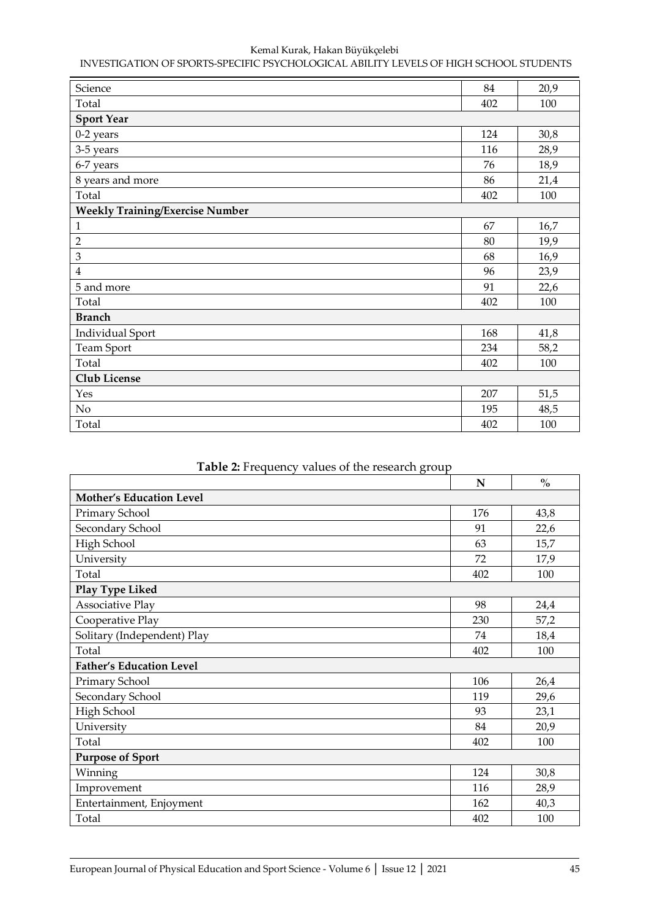| | | |
|---|---|---|
| Science | 84 | 20,9 |
| Total | 402 | 100 |
| **Sport Year** | | |
| 0-2 years | 124 | 30,8 |
| 3-5 years | 116 | 28,9 |
| 6-7 years | 76 | 18,9 |
| 8 years and more | 86 | 21,4 |
| Total | 402 | 100 |
| **Weekly Training/Exercise Number** | | |
| 1 | 67 | 16,7 |
| 2 | 80 | 19,9 |
| 3 | 68 | 16,9 |
| 4 | 96 | 23,9 |
| 5 and more | 91 | 22,6 |
| Total | 402 | 100 |
| **Branch** | | |
| Individual Sport | 168 | 41,8 |
| Team Sport | 234 | 58,2 |
| Total | 402 | 100 |
| **Club License** | | |
| Yes | 207 | 51,5 |
| No | 195 | 48,5 |
| Total | 402 | 100 |

**Table 2:** Frequency values of the research group

| | N | % |
|---|---|---|
| **Mother's Education Level** | | |
| Primary School | 176 | 43,8 |
| Secondary School | 91 | 22,6 |
| High School | 63 | 15,7 |
| University | 72 | 17,9 |
| Total | 402 | 100 |
| **Play Type Liked** | | |
| Associative Play | 98 | 24,4 |
| Cooperative Play | 230 | 57,2 |
| Solitary (Independent) Play | 74 | 18,4 |
| Total | 402 | 100 |
| **Father's Education Level** | | |
| Primary School | 106 | 26,4 |
| Secondary School | 119 | 29,6 |
| High School | 93 | 23,1 |
| University | 84 | 20,9 |
| Total | 402 | 100 |
| **Purpose of Sport** | | |
| Winning | 124 | 30,8 |
| Improvement | 116 | 28,9 |
| Entertainment, Enjoyment | 162 | 40,3 |
| Total | 402 | 100 |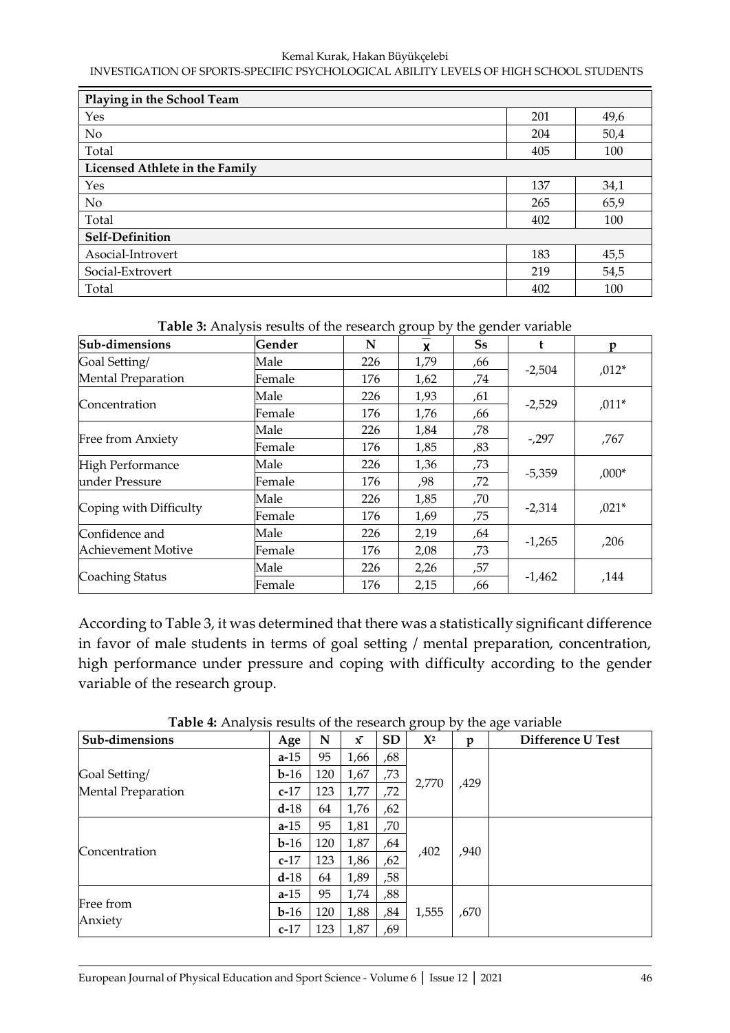| Playing in the School Team | | |
|---|---|---|
| Yes | 201 | 49,6 |
| No | 204 | 50,4 |
| Total | 405 | 100 |
| **Licensed Athlete in the Family** | | |
| Yes | 137 | 34,1 |
| No | 265 | 65,9 |
| Total | 402 | 100 |
| **Self-Definition** | | |
| Asocial-Introvert | 183 | 45,5 |
| Social-Extrovert | 219 | 54,5 |
| Total | 402 | 100 |

**Table 3:** Analysis results of the research group by the gender variable

| Sub-dimensions | Gender | N | $\bar{x}$ | Ss | t | p |
|---|---|---|---|---|---|---|
| Goal Setting/ Mental Preparation | Male | 226 | 1,79 | ,66 | -2,504 | ,012* |
| | Female | 176 | 1,62 | ,74 | | |
| Concentration | Male | 226 | 1,93 | ,61 | -2,529 | ,011* |
| | Female | 176 | 1,76 | ,66 | | |
| Free from Anxiety | Male | 226 | 1,84 | ,78 | -,297 | ,767 |
| | Female | 176 | 1,85 | ,83 | | |
| High Performance under Pressure | Male | 226 | 1,36 | ,73 | -5,359 | ,000* |
| | Female | 176 | ,98 | ,72 | | |
| Coping with Difficulty | Male | 226 | 1,85 | ,70 | -2,314 | ,021* |
| | Female | 176 | 1,69 | ,75 | | |
| Confidence and Achievement Motive | Male | 226 | 2,19 | ,64 | -1,265 | ,206 |
| | Female | 176 | 2,08 | ,73 | | |
| Coaching Status | Male | 226 | 2,26 | ,57 | -1,462 | ,144 |
| | Female | 176 | 2,15 | ,66 | | |

According to Table 3, it was determined that there was a statistically significant difference in favor of male students in terms of goal setting / mental preparation, concentration, high performance under pressure and coping with difficulty according to the gender variable of the research group.

**Table 4:** Analysis results of the research group by the age variable

| Sub-dimensions | Age | N | $\bar{x}$ | SD | $X^2$ | p | Difference U Test |
|---|---|---|---|---|---|---|---|
| Goal Setting/ Mental Preparation | **a-**15 | 95 | 1,66 | ,68 | 2,770 | ,429 | |
| | **b-**16 | 120 | 1,67 | ,73 | | | |
| | **c-**17 | 123 | 1,77 | ,72 | | | |
| | **d-**18 | 64 | 1,76 | ,62 | | | |
| Concentration | **a-**15 | 95 | 1,81 | ,70 | ,402 | ,940 | |
| | **b-**16 | 120 | 1,87 | ,64 | | | |
| | **c-**17 | 123 | 1,86 | ,62 | | | |
| | **d-**18 | 64 | 1,89 | ,58 | | | |
| Free from Anxiety | **a-**15 | 95 | 1,74 | ,88 | 1,555 | ,670 | |
| | **b-**16 | 120 | 1,88 | ,84 | | | |
| | **c-**17 | 123 | 1,87 | ,69 | | | |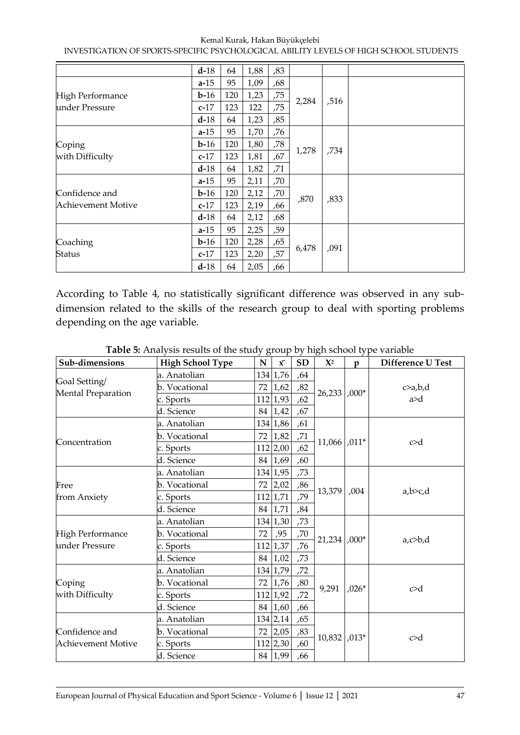| | | | | | | | |
|---|---|---|---|---|---|---|---|
| | **d**-18 | 64 | 1,88 | ,83 | | | |
| High Performance under Pressure | **a**-15 | 95 | 1,09 | ,68 | 2,284 | ,516 | |
| | **b**-16 | 120 | 1,23 | ,75 | | | |
| | **c**-17 | 123 | 122 | ,75 | | | |
| | **d**-18 | 64 | 1,23 | ,85 | | | |
| Coping with Difficulty | **a**-15 | 95 | 1,70 | ,76 | 1,278 | ,734 | |
| | **b**-16 | 120 | 1,80 | ,78 | | | |
| | **c**-17 | 123 | 1,81 | ,67 | | | |
| | **d**-18 | 64 | 1,82 | ,71 | | | |
| Confidence and Achievement Motive | **a**-15 | 95 | 2,11 | ,70 | ,870 | ,833 | |
| | **b**-16 | 120 | 2,12 | ,70 | | | |
| | **c**-17 | 123 | 2,19 | ,66 | | | |
| | **d**-18 | 64 | 2,12 | ,68 | | | |
| Coaching Status | **a**-15 | 95 | 2,25 | ,59 | 6,478 | ,091 | |
| | **b**-16 | 120 | 2,28 | ,65 | | | |
| | **c**-17 | 123 | 2,20 | ,57 | | | |
| | **d**-18 | 64 | 2,05 | ,66 | | | |

According to Table 4, no statistically significant difference was observed in any sub-dimension related to the skills of the research group to deal with sporting problems depending on the age variable.

**Table 5:** Analysis results of the study group by high school type variable

| Sub-dimensions | High School Type | N | $\bar{x}$ | SD | $X^2$ | p | Difference U Test |
|---|---|---|---|---|---|---|---|
| Goal Setting/ Mental Preparation | a. Anatolian | 134 | 1,76 | ,64 | 26,233 | ,000* | c>a,b,d a>d |
| | b. Vocational | 72 | 1,62 | ,82 | | | |
| | c. Sports | 112 | 1,93 | ,62 | | | |
| | d. Science | 84 | 1,42 | ,67 | | | |
| Concentration | a. Anatolian | 134 | 1,86 | ,61 | 11,066 | ,011* | c>d |
| | b. Vocational | 72 | 1,82 | ,71 | | | |
| | c. Sports | 112 | 2,00 | ,62 | | | |
| | d. Science | 84 | 1,69 | ,60 | | | |
| Free from Anxiety | a. Anatolian | 134 | 1,95 | ,73 | 13,379 | ,004 | a,b>c,d |
| | b. Vocational | 72 | 2,02 | ,86 | | | |
| | c. Sports | 112 | 1,71 | ,79 | | | |
| | d. Science | 84 | 1,71 | ,84 | | | |
| High Performance under Pressure | a. Anatolian | 134 | 1,30 | ,73 | 21,234 | ,000* | a,c>b,d |
| | b. Vocational | 72 | ,95 | ,70 | | | |
| | c. Sports | 112 | 1,37 | ,76 | | | |
| | d. Science | 84 | 1,02 | ,73 | | | |
| Coping with Difficulty | a. Anatolian | 134 | 1,79 | ,72 | 9,291 | ,026* | c>d |
| | b. Vocational | 72 | 1,76 | ,80 | | | |
| | c. Sports | 112 | 1,92 | ,72 | | | |
| | d. Science | 84 | 1,60 | ,66 | | | |
| Confidence and Achievement Motive | a. Anatolian | 134 | 2,14 | ,65 | 10,832 | ,013* | c>d |
| | b. Vocational | 72 | 2,05 | ,83 | | | |
| | c. Sports | 112 | 2,30 | ,60 | | | |
| | d. Science | 84 | 1,99 | ,66 | | | |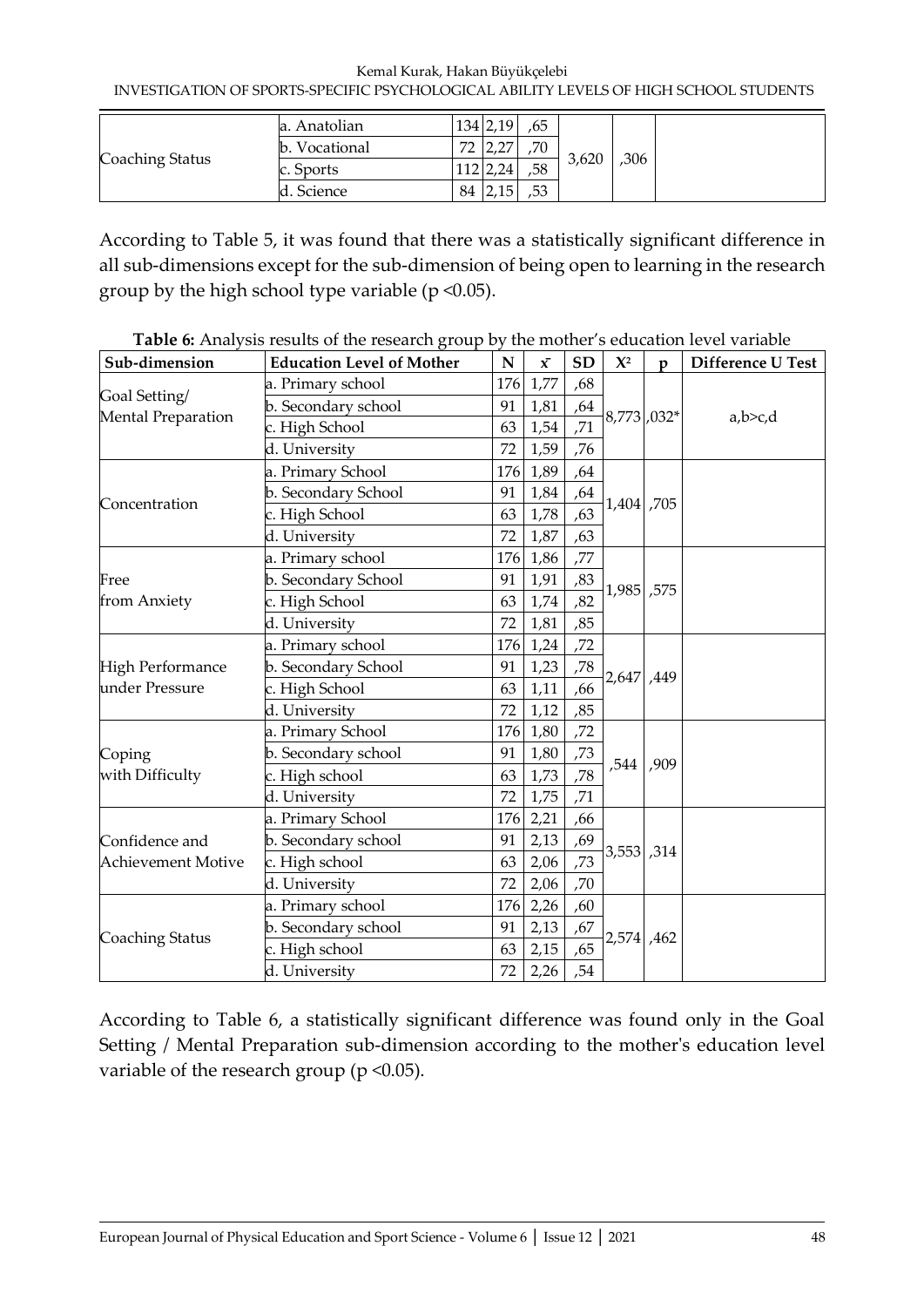| | | | | | | | |
|---|---|---|---|---|---|---|---|
| Coaching Status | a. Anatolian | 134 | 2,19 | ,65 | 3,620 | ,306 | |
| | b. Vocational | 72 | 2,27 | ,70 | | | |
| | c. Sports | 112 | 2,24 | ,58 | | | |
| | d. Science | 84 | 2,15 | ,53 | | | |

According to Table 5, it was found that there was a statistically significant difference in all sub-dimensions except for the sub-dimension of being open to learning in the research group by the high school type variable ($p < 0.05$).

**Table 6:** Analysis results of the research group by the mother's education level variable

| Sub-dimension | Education Level of Mother | N | $\bar{x}$ | SD | $X^2$ | p | Difference U Test |
|---|---|---|---|---|---|---|---|
| Goal Setting/ Mental Preparation | a. Primary school | 176 | 1,77 | ,68 | 8,773 | ,032* | a,b>c,d |
| | b. Secondary school | 91 | 1,81 | ,64 | | | |
| | c. High School | 63 | 1,54 | ,71 | | | |
| | d. University | 72 | 1,59 | ,76 | | | |
| Concentration | a. Primary School | 176 | 1,89 | ,64 | 1,404 | ,705 | |
| | b. Secondary School | 91 | 1,84 | ,64 | | | |
| | c. High School | 63 | 1,78 | ,63 | | | |
| | d. University | 72 | 1,87 | ,63 | | | |
| Free from Anxiety | a. Primary school | 176 | 1,86 | ,77 | 1,985 | ,575 | |
| | b. Secondary School | 91 | 1,91 | ,83 | | | |
| | c. High School | 63 | 1,74 | ,82 | | | |
| | d. University | 72 | 1,81 | ,85 | | | |
| High Performance under Pressure | a. Primary school | 176 | 1,24 | ,72 | 2,647 | ,449 | |
| | b. Secondary School | 91 | 1,23 | ,78 | | | |
| | c. High School | 63 | 1,11 | ,66 | | | |
| | d. University | 72 | 1,12 | ,85 | | | |
| Coping with Difficulty | a. Primary School | 176 | 1,80 | ,72 | ,544 | ,909 | |
| | b. Secondary school | 91 | 1,80 | ,73 | | | |
| | c. High school | 63 | 1,73 | ,78 | | | |
| | d. University | 72 | 1,75 | ,71 | | | |
| Confidence and Achievement Motive | a. Primary School | 176 | 2,21 | ,66 | 3,553 | ,314 | |
| | b. Secondary school | 91 | 2,13 | ,69 | | | |
| | c. High school | 63 | 2,06 | ,73 | | | |
| | d. University | 72 | 2,06 | ,70 | | | |
| Coaching Status | a. Primary school | 176 | 2,26 | ,60 | 2,574 | ,462 | |
| | b. Secondary school | 91 | 2,13 | ,67 | | | |
| | c. High school | 63 | 2,15 | ,65 | | | |
| | d. University | 72 | 2,26 | ,54 | | | |

According to Table 6, a statistically significant difference was found only in the Goal Setting / Mental Preparation sub-dimension according to the mother's education level variable of the research group ($p < 0.05$).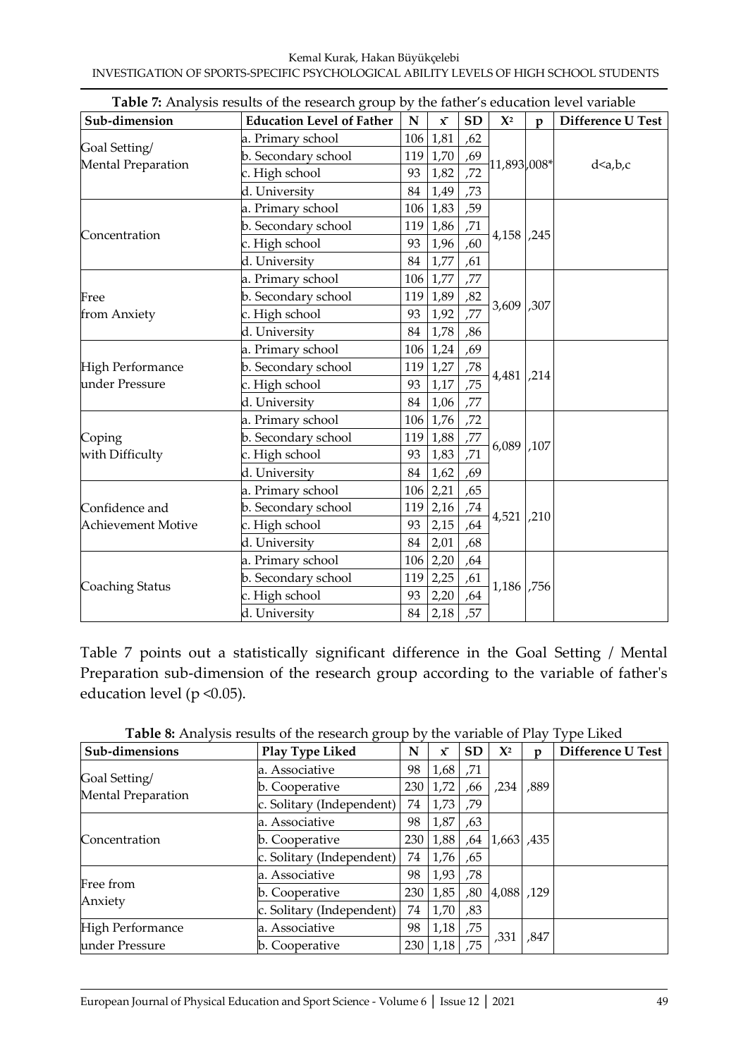**Table 7:** Analysis results of the research group by the father's education level variable

| Sub-dimension | Education Level of Father | N | $\bar{x}$ | SD | $X^2$ | p | Difference U Test |
|---|---|---|---|---|---|---|---|
| Goal Setting/ Mental Preparation | a. Primary school | 106 | 1,81 | ,62 | 11,893 | ,008* | d<a,b,c |
| | b. Secondary school | 119 | 1,70 | ,69 | | | |
| | c. High school | 93 | 1,82 | ,72 | | | |
| | d. University | 84 | 1,49 | ,73 | | | |
| Concentration | a. Primary school | 106 | 1,83 | ,59 | 4,158 | ,245 | |
| | b. Secondary school | 119 | 1,86 | ,71 | | | |
| | c. High school | 93 | 1,96 | ,60 | | | |
| | d. University | 84 | 1,77 | ,61 | | | |
| Free from Anxiety | a. Primary school | 106 | 1,77 | ,77 | 3,609 | ,307 | |
| | b. Secondary school | 119 | 1,89 | ,82 | | | |
| | c. High school | 93 | 1,92 | ,77 | | | |
| | d. University | 84 | 1,78 | ,86 | | | |
| High Performance under Pressure | a. Primary school | 106 | 1,24 | ,69 | 4,481 | ,214 | |
| | b. Secondary school | 119 | 1,27 | ,78 | | | |
| | c. High school | 93 | 1,17 | ,75 | | | |
| | d. University | 84 | 1,06 | ,77 | | | |
| Coping with Difficulty | a. Primary school | 106 | 1,76 | ,72 | 6,089 | ,107 | |
| | b. Secondary school | 119 | 1,88 | ,77 | | | |
| | c. High school | 93 | 1,83 | ,71 | | | |
| | d. University | 84 | 1,62 | ,69 | | | |
| Confidence and Achievement Motive | a. Primary school | 106 | 2,21 | ,65 | 4,521 | ,210 | |
| | b. Secondary school | 119 | 2,16 | ,74 | | | |
| | c. High school | 93 | 2,15 | ,64 | | | |
| | d. University | 84 | 2,01 | ,68 | | | |
| Coaching Status | a. Primary school | 106 | 2,20 | ,64 | 1,186 | ,756 | |
| | b. Secondary school | 119 | 2,25 | ,61 | | | |
| | c. High school | 93 | 2,20 | ,64 | | | |
| | d. University | 84 | 2,18 | ,57 | | | |

Table 7 points out a statistically significant difference in the Goal Setting / Mental Preparation sub-dimension of the research group according to the variable of father's education level ($p < 0.05$).

**Table 8:** Analysis results of the research group by the variable of Play Type Liked

| Sub-dimensions | Play Type Liked | N | $\bar{x}$ | SD | $X^2$ | p | Difference U Test |
|---|---|---|---|---|---|---|---|
| Goal Setting/ Mental Preparation | a. Associative | 98 | 1,68 | ,71 | ,234 | ,889 | |
| | b. Cooperative | 230 | 1,72 | ,66 | | | |
| | c. Solitary (Independent) | 74 | 1,73 | ,79 | | | |
| Concentration | a. Associative | 98 | 1,87 | ,63 | 1,663 | ,435 | |
| | b. Cooperative | 230 | 1,88 | ,64 | | | |
| | c. Solitary (Independent) | 74 | 1,76 | ,65 | | | |
| Free from Anxiety | a. Associative | 98 | 1,93 | ,78 | 4,088 | ,129 | |
| | b. Cooperative | 230 | 1,85 | ,80 | | | |
| | c. Solitary (Independent) | 74 | 1,70 | ,83 | | | |
| High Performance under Pressure | a. Associative | 98 | 1,18 | ,75 | ,331 | ,847 | |
| | b. Cooperative | 230 | 1,18 | ,75 | | | |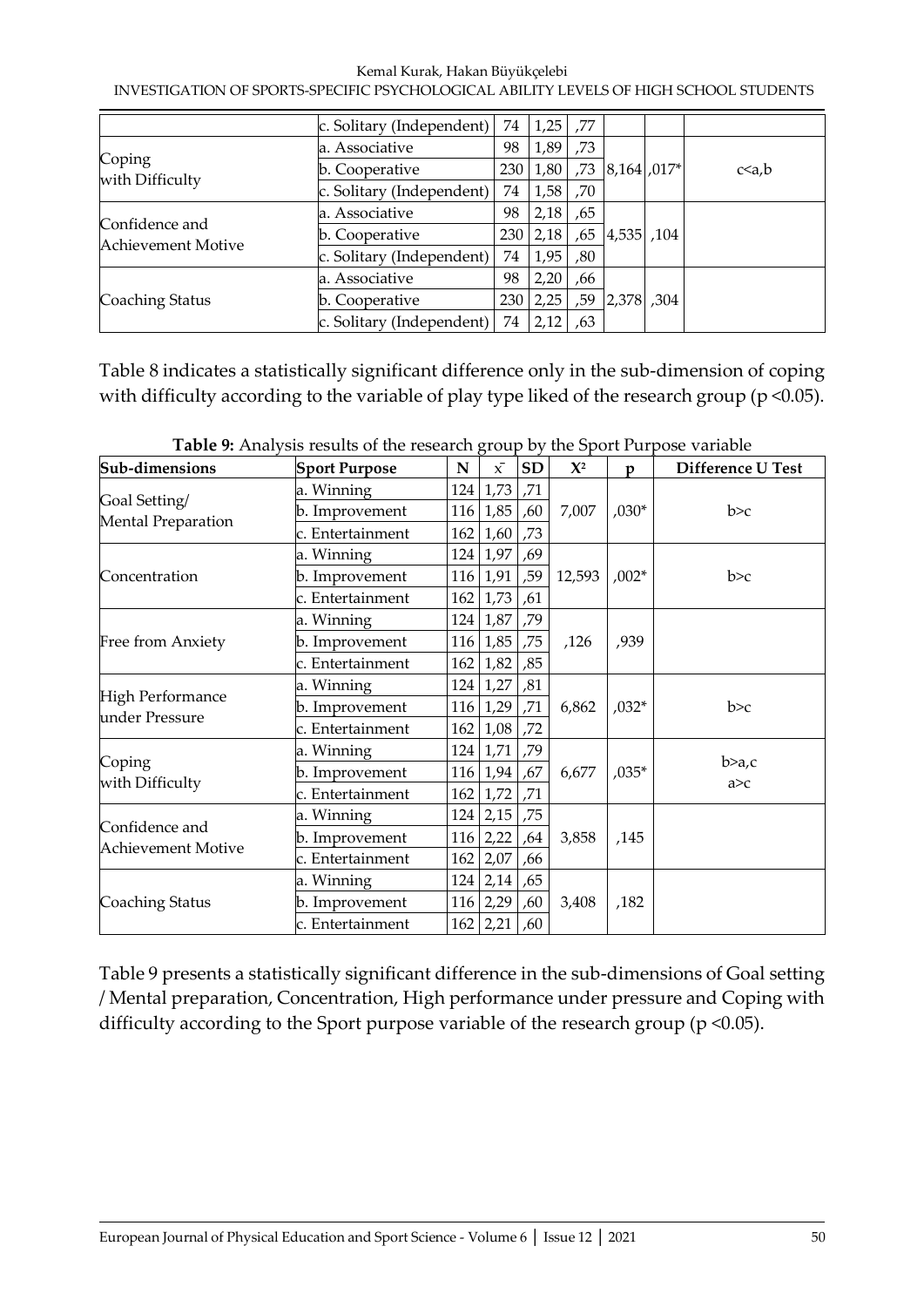| | c. Solitary (Independent) | 74 | 1,25 | ,77 | | | |
|---|---|---|---|---|---|---|---|
| Coping with Difficulty | a. Associative | 98 | 1,89 | ,73 | 8,164 | ,017* | c<a,b |
| | b. Cooperative | 230 | 1,80 | ,73 | | | |
| | c. Solitary (Independent) | 74 | 1,58 | ,70 | | | |
| Confidence and Achievement Motive | a. Associative | 98 | 2,18 | ,65 | 4,535 | ,104 | |
| | b. Cooperative | 230 | 2,18 | ,65 | | | |
| | c. Solitary (Independent) | 74 | 1,95 | ,80 | | | |
| Coaching Status | a. Associative | 98 | 2,20 | ,66 | 2,378 | ,304 | |
| | b. Cooperative | 230 | 2,25 | ,59 | | | |
| | c. Solitary (Independent) | 74 | 2,12 | ,63 | | | |

Table 8 indicates a statistically significant difference only in the sub-dimension of coping with difficulty according to the variable of play type liked of the research group ($p < 0.05$).

**Table 9:** Analysis results of the research group by the Sport Purpose variable

| Sub-dimensions | Sport Purpose | N | $\bar{x}$ | SD | $X^2$ | p | Difference U Test |
|---|---|---|---|---|---|---|---|
| Goal Setting/ Mental Preparation | a. Winning | 124 | 1,73 | ,71 | 7,007 | ,030* | b>c |
| | b. Improvement | 116 | 1,85 | ,60 | | | |
| | c. Entertainment | 162 | 1,60 | ,73 | | | |
| Concentration | a. Winning | 124 | 1,97 | ,69 | 12,593 | ,002* | b>c |
| | b. Improvement | 116 | 1,91 | ,59 | | | |
| | c. Entertainment | 162 | 1,73 | ,61 | | | |
| Free from Anxiety | a. Winning | 124 | 1,87 | ,79 | ,126 | ,939 | |
| | b. Improvement | 116 | 1,85 | ,75 | | | |
| | c. Entertainment | 162 | 1,82 | ,85 | | | |
| High Performance under Pressure | a. Winning | 124 | 1,27 | ,81 | 6,862 | ,032* | b>c |
| | b. Improvement | 116 | 1,29 | ,71 | | | |
| | c. Entertainment | 162 | 1,08 | ,72 | | | |
| Coping with Difficulty | a. Winning | 124 | 1,71 | ,79 | 6,677 | ,035* | b>a,c a>c |
| | b. Improvement | 116 | 1,94 | ,67 | | | |
| | c. Entertainment | 162 | 1,72 | ,71 | | | |
| Confidence and Achievement Motive | a. Winning | 124 | 2,15 | ,75 | 3,858 | ,145 | |
| | b. Improvement | 116 | 2,22 | ,64 | | | |
| | c. Entertainment | 162 | 2,07 | ,66 | | | |
| Coaching Status | a. Winning | 124 | 2,14 | ,65 | 3,408 | ,182 | |
| | b. Improvement | 116 | 2,29 | ,60 | | | |
| | c. Entertainment | 162 | 2,21 | ,60 | | | |

Table 9 presents a statistically significant difference in the sub-dimensions of Goal setting / Mental preparation, Concentration, High performance under pressure and Coping with difficulty according to the Sport purpose variable of the research group ($p < 0.05$).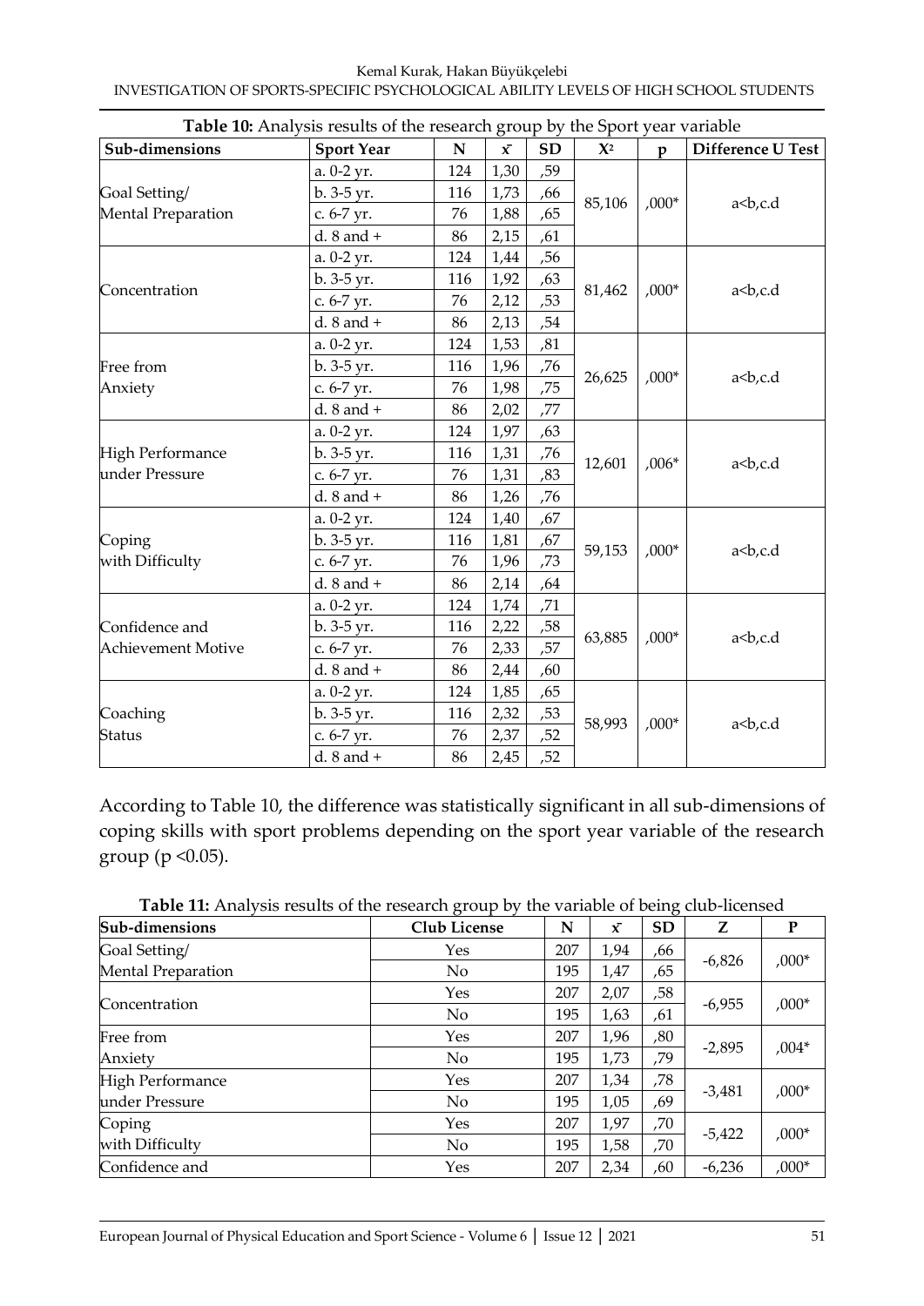**Table 10:** Analysis results of the research group by the Sport year variable

| Sub-dimensions | Sport Year | N | $\bar{x}$ | SD | $X^2$ | p | Difference U Test |
|---|---|---|---|---|---|---|---|
| Goal Setting/ Mental Preparation | a. 0-2 yr. | 124 | 1,30 | ,59 | 85,106 | ,000* | a<b,c.d |
| | b. 3-5 yr. | 116 | 1,73 | ,66 | | | |
| | c. 6-7 yr. | 76 | 1,88 | ,65 | | | |
| | d. 8 and + | 86 | 2,15 | ,61 | | | |
| Concentration | a. 0-2 yr. | 124 | 1,44 | ,56 | 81,462 | ,000* | a<b,c.d |
| | b. 3-5 yr. | 116 | 1,92 | ,63 | | | |
| | c. 6-7 yr. | 76 | 2,12 | ,53 | | | |
| | d. 8 and + | 86 | 2,13 | ,54 | | | |
| Free from Anxiety | a. 0-2 yr. | 124 | 1,53 | ,81 | 26,625 | ,000* | a<b,c.d |
| | b. 3-5 yr. | 116 | 1,96 | ,76 | | | |
| | c. 6-7 yr. | 76 | 1,98 | ,75 | | | |
| | d. 8 and + | 86 | 2,02 | ,77 | | | |
| High Performance under Pressure | a. 0-2 yr. | 124 | 1,97 | ,63 | 12,601 | ,006* | a<b,c.d |
| | b. 3-5 yr. | 116 | 1,31 | ,76 | | | |
| | c. 6-7 yr. | 76 | 1,31 | ,83 | | | |
| | d. 8 and + | 86 | 1,26 | ,76 | | | |
| Coping with Difficulty | a. 0-2 yr. | 124 | 1,40 | ,67 | 59,153 | ,000* | a<b,c.d |
| | b. 3-5 yr. | 116 | 1,81 | ,67 | | | |
| | c. 6-7 yr. | 76 | 1,96 | ,73 | | | |
| | d. 8 and + | 86 | 2,14 | ,64 | | | |
| Confidence and Achievement Motive | a. 0-2 yr. | 124 | 1,74 | ,71 | 63,885 | ,000* | a<b,c.d |
| | b. 3-5 yr. | 116 | 2,22 | ,58 | | | |
| | c. 6-7 yr. | 76 | 2,33 | ,57 | | | |
| | d. 8 and + | 86 | 2,44 | ,60 | | | |
| Coaching Status | a. 0-2 yr. | 124 | 1,85 | ,65 | 58,993 | ,000* | a<b,c.d |
| | b. 3-5 yr. | 116 | 2,32 | ,53 | | | |
| | c. 6-7 yr. | 76 | 2,37 | ,52 | | | |
| | d. 8 and + | 86 | 2,45 | ,52 | | | |

According to Table 10, the difference was statistically significant in all sub-dimensions of coping skills with sport problems depending on the sport year variable of the research group ($p < 0.05$).

**Table 11:** Analysis results of the research group by the variable of being club-licensed

| Sub-dimensions | Club License | N | $\bar{x}$ | SD | Z | P |
|---|---|---|---|---|---|---|
| Goal Setting/ Mental Preparation | Yes | 207 | 1,94 | ,66 | -6,826 | ,000* |
| | No | 195 | 1,47 | ,65 | | |
| Concentration | Yes | 207 | 2,07 | ,58 | -6,955 | ,000* |
| | No | 195 | 1,63 | ,61 | | |
| Free from Anxiety | Yes | 207 | 1,96 | ,80 | -2,895 | ,004* |
| | No | 195 | 1,73 | ,79 | | |
| High Performance under Pressure | Yes | 207 | 1,34 | ,78 | -3,481 | ,000* |
| | No | 195 | 1,05 | ,69 | | |
| Coping with Difficulty | Yes | 207 | 1,97 | ,70 | -5,422 | ,000* |
| | No | 195 | 1,58 | ,70 | | |
| Confidence and | Yes | 207 | 2,34 | ,60 | -6,236 | ,000* |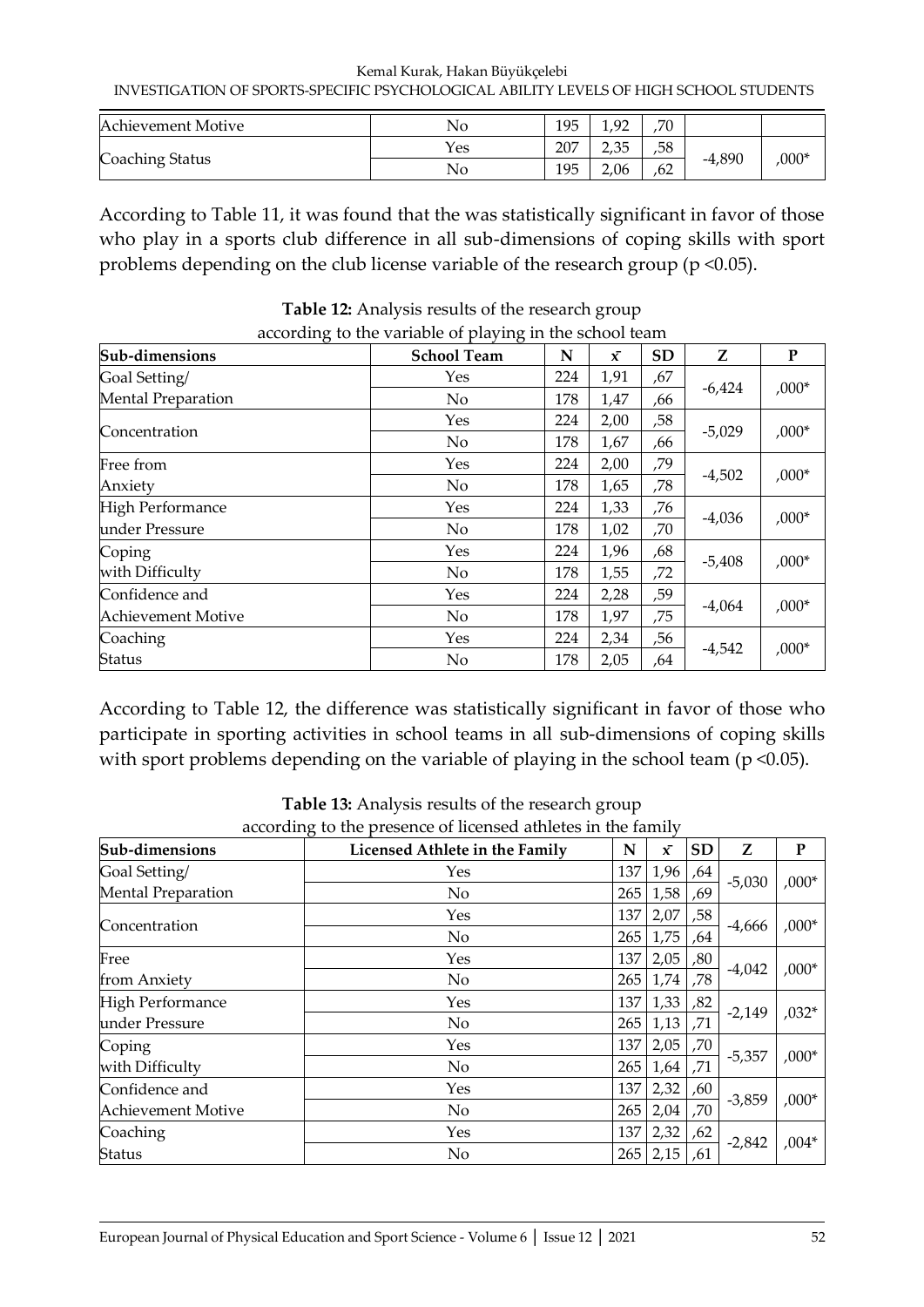| Achievement Motive | No | 195 | 1,92 | ,70 | | |
|---|---|---|---|---|---|---|
| Coaching Status | Yes | 207 | 2,35 | ,58 | -4,890 | ,000* |
| | No | 195 | 2,06 | ,62 | | |

According to Table 11, it was found that the was statistically significant in favor of those who play in a sports club difference in all sub-dimensions of coping skills with sport problems depending on the club license variable of the research group (p <0.05).

**Table 12:** Analysis results of the research group according to the variable of playing in the school team

| Sub-dimensions | School Team | N | $\bar{x}$ | SD | Z | P |
|---|---|---|---|---|---|---|
| Goal Setting/ Mental Preparation | Yes | 224 | 1,91 | ,67 | -6,424 | ,000* |
| | No | 178 | 1,47 | ,66 | | |
| Concentration | Yes | 224 | 2,00 | ,58 | -5,029 | ,000* |
| | No | 178 | 1,67 | ,66 | | |
| Free from Anxiety | Yes | 224 | 2,00 | ,79 | -4,502 | ,000* |
| | No | 178 | 1,65 | ,78 | | |
| High Performance under Pressure | Yes | 224 | 1,33 | ,76 | -4,036 | ,000* |
| | No | 178 | 1,02 | ,70 | | |
| Coping with Difficulty | Yes | 224 | 1,96 | ,68 | -5,408 | ,000* |
| | No | 178 | 1,55 | ,72 | | |
| Confidence and Achievement Motive | Yes | 224 | 2,28 | ,59 | -4,064 | ,000* |
| | No | 178 | 1,97 | ,75 | | |
| Coaching Status | Yes | 224 | 2,34 | ,56 | -4,542 | ,000* |
| | No | 178 | 2,05 | ,64 | | |

According to Table 12, the difference was statistically significant in favor of those who participate in sporting activities in school teams in all sub-dimensions of coping skills with sport problems depending on the variable of playing in the school team (p <0.05).

**Table 13:** Analysis results of the research group according to the presence of licensed athletes in the family

| Sub-dimensions | Licensed Athlete in the Family | N | $\bar{x}$ | SD | Z | P |
|---|---|---|---|---|---|---|
| Goal Setting/ Mental Preparation | Yes | 137 | 1,96 | ,64 | -5,030 | ,000* |
| | No | 265 | 1,58 | ,69 | | |
| Concentration | Yes | 137 | 2,07 | ,58 | -4,666 | ,000* |
| | No | 265 | 1,75 | ,64 | | |
| Free from Anxiety | Yes | 137 | 2,05 | ,80 | -4,042 | ,000* |
| | No | 265 | 1,74 | ,78 | | |
| High Performance under Pressure | Yes | 137 | 1,33 | ,82 | -2,149 | ,032* |
| | No | 265 | 1,13 | ,71 | | |
| Coping with Difficulty | Yes | 137 | 2,05 | ,70 | -5,357 | ,000* |
| | No | 265 | 1,64 | ,71 | | |
| Confidence and Achievement Motive | Yes | 137 | 2,32 | ,60 | -3,859 | ,000* |
| | No | 265 | 2,04 | ,70 | | |
| Coaching Status | Yes | 137 | 2,32 | ,62 | -2,842 | ,004* |
| | No | 265 | 2,15 | ,61 | | |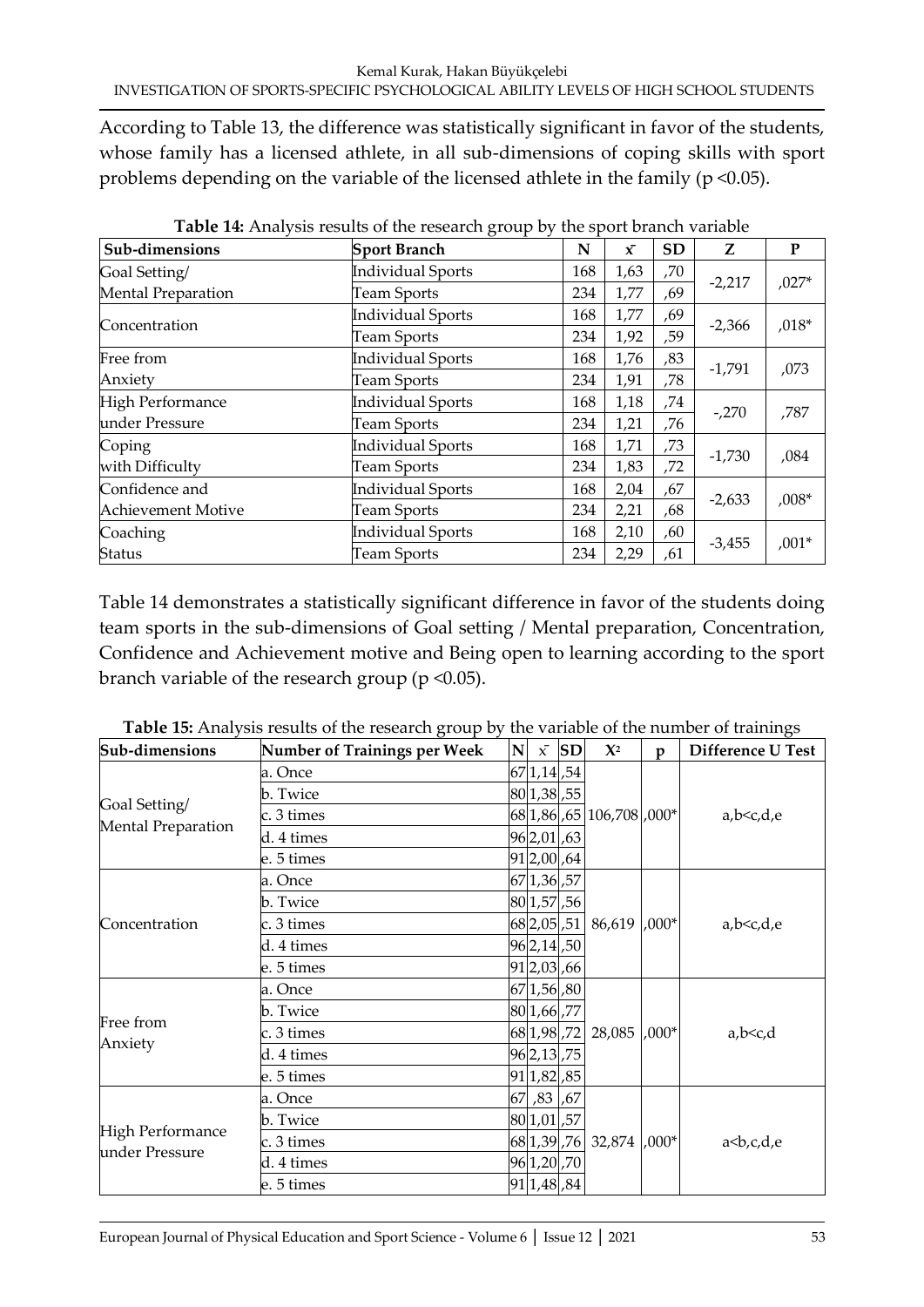According to Table 13, the difference was statistically significant in favor of the students, whose family has a licensed athlete, in all sub-dimensions of coping skills with sport problems depending on the variable of the licensed athlete in the family (p <0.05).

**Table 14:** Analysis results of the research group by the sport branch variable

| Sub-dimensions | Sport Branch | N | $\bar{x}$ | SD | Z | P |
|---|---|---|---|---|---|---|
| Goal Setting/ Mental Preparation | Individual Sports | 168 | 1,63 | ,70 | -2,217 | ,027* |
| | Team Sports | 234 | 1,77 | ,69 | | |
| Concentration | Individual Sports | 168 | 1,77 | ,69 | -2,366 | ,018* |
| | Team Sports | 234 | 1,92 | ,59 | | |
| Free from Anxiety | Individual Sports | 168 | 1,76 | ,83 | -1,791 | ,073 |
| | Team Sports | 234 | 1,91 | ,78 | | |
| High Performance under Pressure | Individual Sports | 168 | 1,18 | ,74 | -,270 | ,787 |
| | Team Sports | 234 | 1,21 | ,76 | | |
| Coping with Difficulty | Individual Sports | 168 | 1,71 | ,73 | -1,730 | ,084 |
| | Team Sports | 234 | 1,83 | ,72 | | |
| Confidence and Achievement Motive | Individual Sports | 168 | 2,04 | ,67 | -2,633 | ,008* |
| | Team Sports | 234 | 2,21 | ,68 | | |
| Coaching Status | Individual Sports | 168 | 2,10 | ,60 | -3,455 | ,001* |
| | Team Sports | 234 | 2,29 | ,61 | | |

Table 14 demonstrates a statistically significant difference in favor of the students doing team sports in the sub-dimensions of Goal setting / Mental preparation, Concentration, Confidence and Achievement motive and Being open to learning according to the sport branch variable of the research group (p <0.05).

**Table 15:** Analysis results of the research group by the variable of the number of trainings

| Sub-dimensions | Number of Trainings per Week | N | $\bar{x}$ | SD | $X^2$ | p | Difference U Test |
|---|---|---|---|---|---|---|---|
| Goal Setting/ Mental Preparation | a. Once | 67 | 1,14 | ,54 | 106,708 | ,000* | a,b<c,d,e |
| | b. Twice | 80 | 1,38 | ,55 | | | |
| | c. 3 times | 68 | 1,86 | ,65 | | | |
| | d. 4 times | 96 | 2,01 | ,63 | | | |
| | e. 5 times | 91 | 2,00 | ,64 | | | |
| Concentration | a. Once | 67 | 1,36 | ,57 | 86,619 | ,000* | a,b<c,d,e |
| | b. Twice | 80 | 1,57 | ,56 | | | |
| | c. 3 times | 68 | 2,05 | ,51 | | | |
| | d. 4 times | 96 | 2,14 | ,50 | | | |
| | e. 5 times | 91 | 2,03 | ,66 | | | |
| Free from Anxiety | a. Once | 67 | 1,56 | ,80 | 28,085 | ,000* | a,b<c,d |
| | b. Twice | 80 | 1,66 | ,77 | | | |
| | c. 3 times | 68 | 1,98 | ,72 | | | |
| | d. 4 times | 96 | 2,13 | ,75 | | | |
| | e. 5 times | 91 | 1,82 | ,85 | | | |
| High Performance under Pressure | a. Once | 67 | ,83 | ,67 | 32,874 | ,000* | a<b,c,d,e |
| | b. Twice | 80 | 1,01 | ,57 | | | |
| | c. 3 times | 68 | 1,39 | ,76 | | | |
| | d. 4 times | 96 | 1,20 | ,70 | | | |
| | e. 5 times | 91 | 1,48 | ,84 | | | |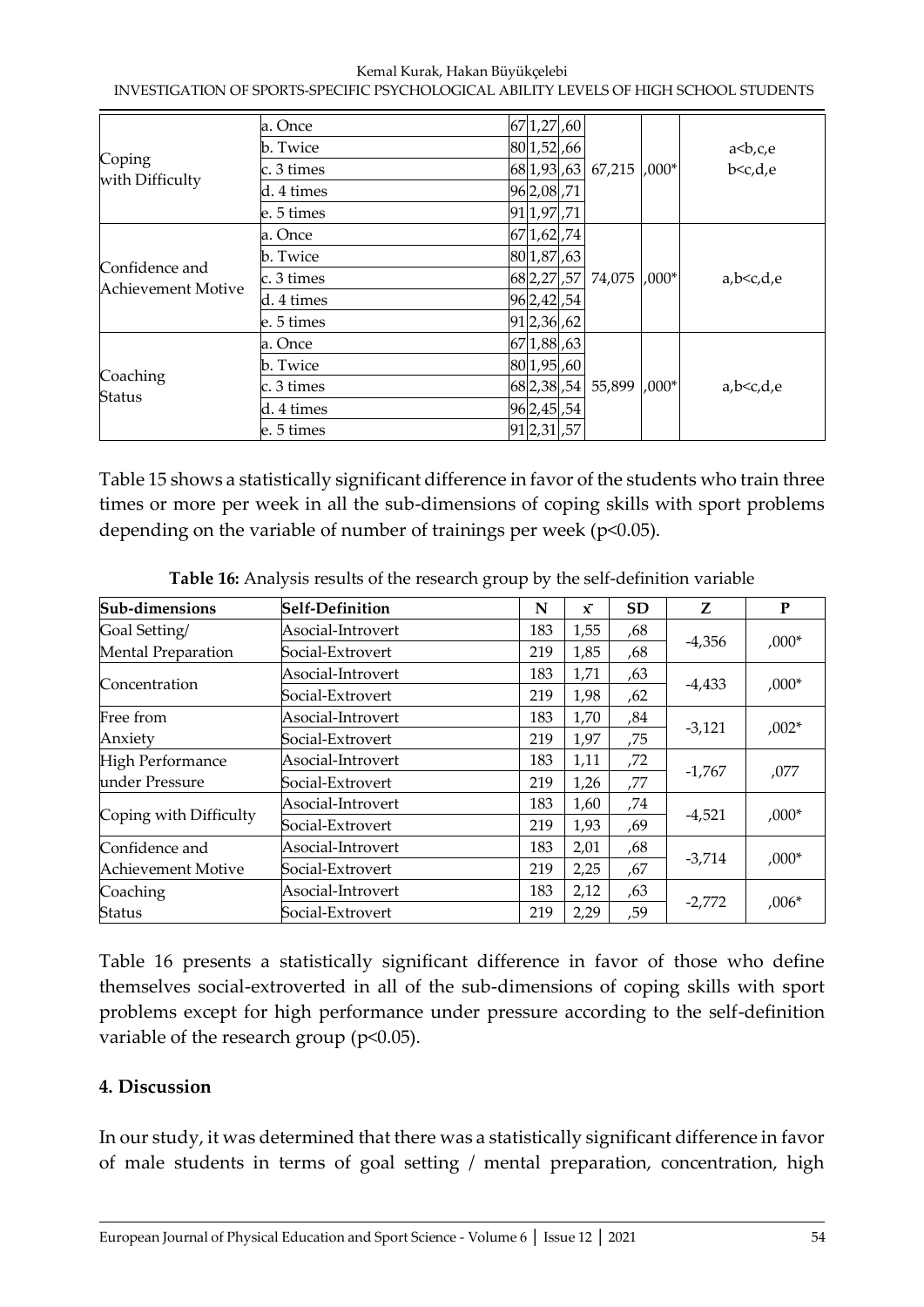| | | N | $\bar{x}$ | SD | | P | |
|---|---|---|---|---|---|---|---|
| Coping with Difficulty | a. Once | 67 | 1,27 | ,60 | 67,215 | ,000* | a<b,c,e b<c,d,e |
| | b. Twice | 80 | 1,52 | ,66 | | | |
| | c. 3 times | 68 | 1,93 | ,63 | | | |
| | d. 4 times | 96 | 2,08 | ,71 | | | |
| | e. 5 times | 91 | 1,97 | ,71 | | | |
| Confidence and Achievement Motive | a. Once | 67 | 1,62 | ,74 | 74,075 | ,000* | a,b<c,d,e |
| | b. Twice | 80 | 1,87 | ,63 | | | |
| | c. 3 times | 68 | 2,27 | ,57 | | | |
| | d. 4 times | 96 | 2,42 | ,54 | | | |
| | e. 5 times | 91 | 2,36 | ,62 | | | |
| Coaching Status | a. Once | 67 | 1,88 | ,63 | 55,899 | ,000* | a,b<c,d,e |
| | b. Twice | 80 | 1,95 | ,60 | | | |
| | c. 3 times | 68 | 2,38 | ,54 | | | |
| | d. 4 times | 96 | 2,45 | ,54 | | | |
| | e. 5 times | 91 | 2,31 | ,57 | | | |

Table 15 shows a statistically significant difference in favor of the students who train three times or more per week in all the sub-dimensions of coping skills with sport problems depending on the variable of number of trainings per week ($p<0.05$).

**Table 16:** Analysis results of the research group by the self-definition variable

| Sub-dimensions | Self-Definition | N | $\bar{x}$ | SD | Z | P |
|---|---|---|---|---|---|---|
| Goal Setting/ Mental Preparation | Asocial-Introvert | 183 | 1,55 | ,68 | -4,356 | ,000* |
| | Social-Extrovert | 219 | 1,85 | ,68 | | |
| Concentration | Asocial-Introvert | 183 | 1,71 | ,63 | -4,433 | ,000* |
| | Social-Extrovert | 219 | 1,98 | ,62 | | |
| Free from Anxiety | Asocial-Introvert | 183 | 1,70 | ,84 | -3,121 | ,002* |
| | Social-Extrovert | 219 | 1,97 | ,75 | | |
| High Performance under Pressure | Asocial-Introvert | 183 | 1,11 | ,72 | -1,767 | ,077 |
| | Social-Extrovert | 219 | 1,26 | ,77 | | |
| Coping with Difficulty | Asocial-Introvert | 183 | 1,60 | ,74 | -4,521 | ,000* |
| | Social-Extrovert | 219 | 1,93 | ,69 | | |
| Confidence and Achievement Motive | Asocial-Introvert | 183 | 2,01 | ,68 | -3,714 | ,000* |
| | Social-Extrovert | 219 | 2,25 | ,67 | | |
| Coaching Status | Asocial-Introvert | 183 | 2,12 | ,63 | -2,772 | ,006* |
| | Social-Extrovert | 219 | 2,29 | ,59 | | |

Table 16 presents a statistically significant difference in favor of those who define themselves social-extroverted in all of the sub-dimensions of coping skills with sport problems except for high performance under pressure according to the self-definition variable of the research group ($p<0.05$).

## 4. Discussion

In our study, it was determined that there was a statistically significant difference in favor of male students in terms of goal setting / mental preparation, concentration, high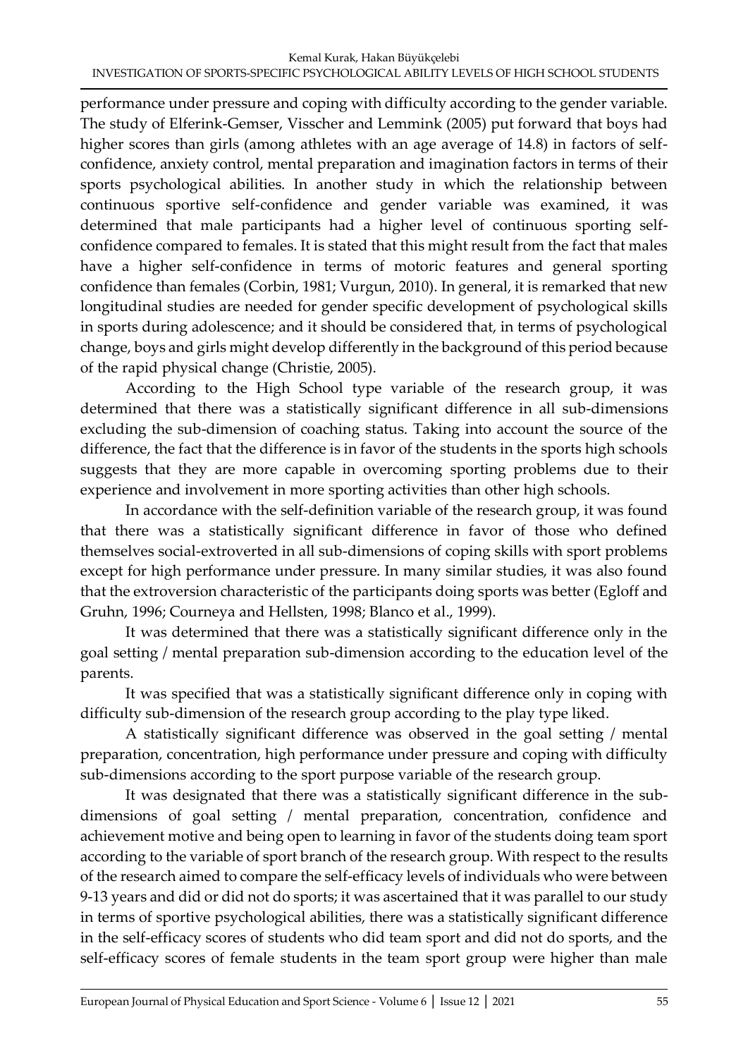performance under pressure and coping with difficulty according to the gender variable. The study of Elferink-Gemser, Visscher and Lemmink (2005) put forward that boys had higher scores than girls (among athletes with an age average of 14.8) in factors of self-confidence, anxiety control, mental preparation and imagination factors in terms of their sports psychological abilities. In another study in which the relationship between continuous sportive self-confidence and gender variable was examined, it was determined that male participants had a higher level of continuous sporting self-confidence compared to females. It is stated that this might result from the fact that males have a higher self-confidence in terms of motoric features and general sporting confidence than females (Corbin, 1981; Vurgun, 2010). In general, it is remarked that new longitudinal studies are needed for gender specific development of psychological skills in sports during adolescence; and it should be considered that, in terms of psychological change, boys and girls might develop differently in the background of this period because of the rapid physical change (Christie, 2005).

According to the High School type variable of the research group, it was determined that there was a statistically significant difference in all sub-dimensions excluding the sub-dimension of coaching status. Taking into account the source of the difference, the fact that the difference is in favor of the students in the sports high schools suggests that they are more capable in overcoming sporting problems due to their experience and involvement in more sporting activities than other high schools.

In accordance with the self-definition variable of the research group, it was found that there was a statistically significant difference in favor of those who defined themselves social-extroverted in all sub-dimensions of coping skills with sport problems except for high performance under pressure. In many similar studies, it was also found that the extroversion characteristic of the participants doing sports was better (Egloff and Gruhn, 1996; Courneya and Hellsten, 1998; Blanco et al., 1999).

It was determined that there was a statistically significant difference only in the goal setting / mental preparation sub-dimension according to the education level of the parents.

It was specified that was a statistically significant difference only in coping with difficulty sub-dimension of the research group according to the play type liked.

A statistically significant difference was observed in the goal setting / mental preparation, concentration, high performance under pressure and coping with difficulty sub-dimensions according to the sport purpose variable of the research group.

It was designated that there was a statistically significant difference in the sub-dimensions of goal setting / mental preparation, concentration, confidence and achievement motive and being open to learning in favor of the students doing team sport according to the variable of sport branch of the research group. With respect to the results of the research aimed to compare the self-efficacy levels of individuals who were between 9-13 years and did or did not do sports; it was ascertained that it was parallel to our study in terms of sportive psychological abilities, there was a statistically significant difference in the self-efficacy scores of students who did team sport and did not do sports, and the self-efficacy scores of female students in the team sport group were higher than male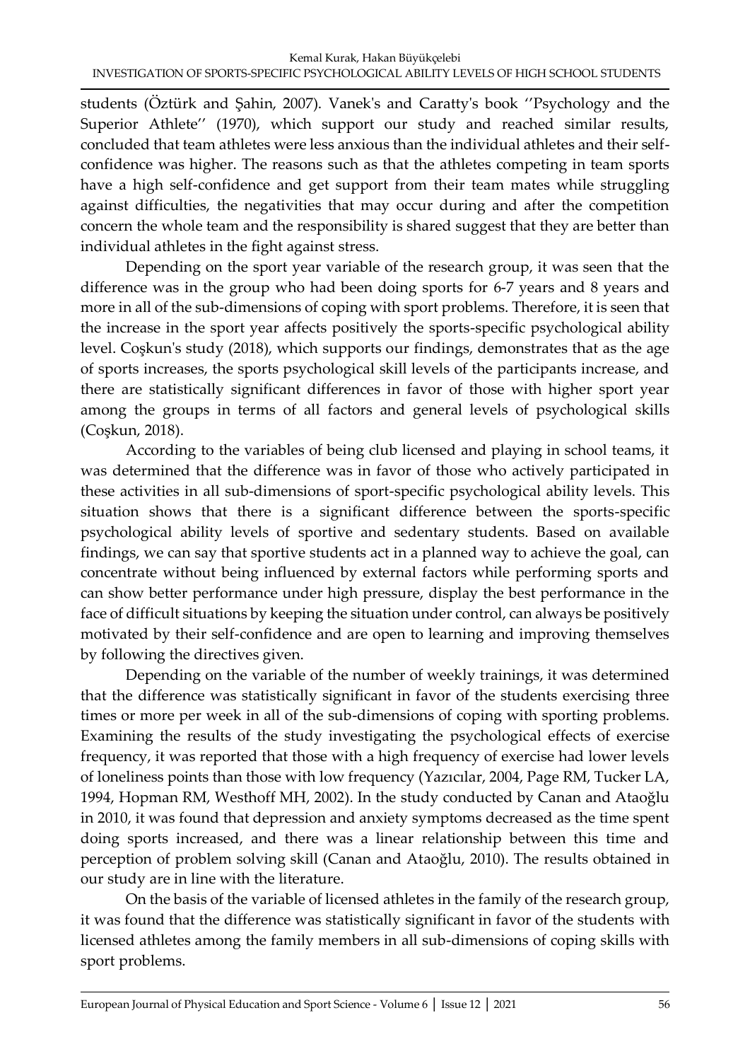students (Öztürk and Şahin, 2007). Vanek's and Caratty's book ''Psychology and the Superior Athlete'' (1970), which support our study and reached similar results, concluded that team athletes were less anxious than the individual athletes and their self-confidence was higher. The reasons such as that the athletes competing in team sports have a high self-confidence and get support from their team mates while struggling against difficulties, the negativities that may occur during and after the competition concern the whole team and the responsibility is shared suggest that they are better than individual athletes in the fight against stress.

Depending on the sport year variable of the research group, it was seen that the difference was in the group who had been doing sports for 6-7 years and 8 years and more in all of the sub-dimensions of coping with sport problems. Therefore, it is seen that the increase in the sport year affects positively the sports-specific psychological ability level. Coşkun's study (2018), which supports our findings, demonstrates that as the age of sports increases, the sports psychological skill levels of the participants increase, and there are statistically significant differences in favor of those with higher sport year among the groups in terms of all factors and general levels of psychological skills (Coşkun, 2018).

According to the variables of being club licensed and playing in school teams, it was determined that the difference was in favor of those who actively participated in these activities in all sub-dimensions of sport-specific psychological ability levels. This situation shows that there is a significant difference between the sports-specific psychological ability levels of sportive and sedentary students. Based on available findings, we can say that sportive students act in a planned way to achieve the goal, can concentrate without being influenced by external factors while performing sports and can show better performance under high pressure, display the best performance in the face of difficult situations by keeping the situation under control, can always be positively motivated by their self-confidence and are open to learning and improving themselves by following the directives given.

Depending on the variable of the number of weekly trainings, it was determined that the difference was statistically significant in favor of the students exercising three times or more per week in all of the sub-dimensions of coping with sporting problems. Examining the results of the study investigating the psychological effects of exercise frequency, it was reported that those with a high frequency of exercise had lower levels of loneliness points than those with low frequency (Yazıcılar, 2004, Page RM, Tucker LA, 1994, Hopman RM, Westhoff MH, 2002). In the study conducted by Canan and Ataoğlu in 2010, it was found that depression and anxiety symptoms decreased as the time spent doing sports increased, and there was a linear relationship between this time and perception of problem solving skill (Canan and Ataoğlu, 2010). The results obtained in our study are in line with the literature.

On the basis of the variable of licensed athletes in the family of the research group, it was found that the difference was statistically significant in favor of the students with licensed athletes among the family members in all sub-dimensions of coping skills with sport problems.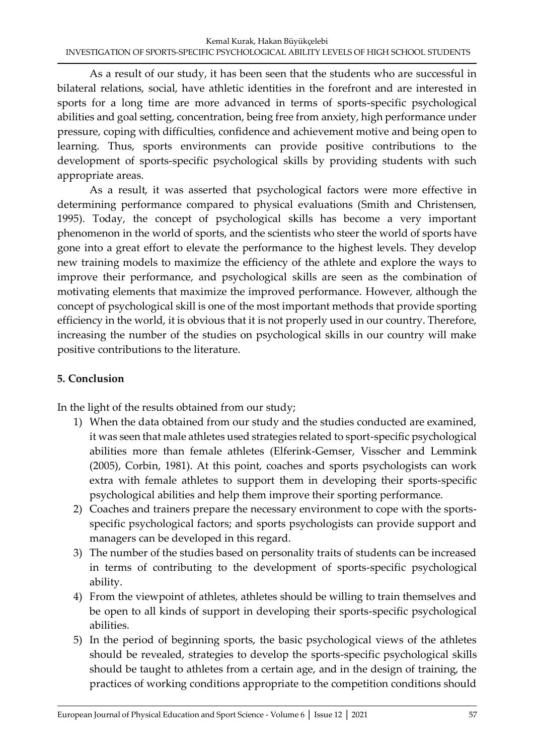As a result of our study, it has been seen that the students who are successful in bilateral relations, social, have athletic identities in the forefront and are interested in sports for a long time are more advanced in terms of sports-specific psychological abilities and goal setting, concentration, being free from anxiety, high performance under pressure, coping with difficulties, confidence and achievement motive and being open to learning. Thus, sports environments can provide positive contributions to the development of sports-specific psychological skills by providing students with such appropriate areas.

As a result, it was asserted that psychological factors were more effective in determining performance compared to physical evaluations (Smith and Christensen, 1995). Today, the concept of psychological skills has become a very important phenomenon in the world of sports, and the scientists who steer the world of sports have gone into a great effort to elevate the performance to the highest levels. They develop new training models to maximize the efficiency of the athlete and explore the ways to improve their performance, and psychological skills are seen as the combination of motivating elements that maximize the improved performance. However, although the concept of psychological skill is one of the most important methods that provide sporting efficiency in the world, it is obvious that it is not properly used in our country. Therefore, increasing the number of the studies on psychological skills in our country will make positive contributions to the literature.

## 5. Conclusion

In the light of the results obtained from our study;

1) When the data obtained from our study and the studies conducted are examined, it was seen that male athletes used strategies related to sport-specific psychological abilities more than female athletes (Elferink-Gemser, Visscher and Lemmink (2005), Corbin, 1981). At this point, coaches and sports psychologists can work extra with female athletes to support them in developing their sports-specific psychological abilities and help them improve their sporting performance.
2) Coaches and trainers prepare the necessary environment to cope with the sports-specific psychological factors; and sports psychologists can provide support and managers can be developed in this regard.
3) The number of the studies based on personality traits of students can be increased in terms of contributing to the development of sports-specific psychological ability.
4) From the viewpoint of athletes, athletes should be willing to train themselves and be open to all kinds of support in developing their sports-specific psychological abilities.
5) In the period of beginning sports, the basic psychological views of the athletes should be revealed, strategies to develop the sports-specific psychological skills should be taught to athletes from a certain age, and in the design of training, the practices of working conditions appropriate to the competition conditions should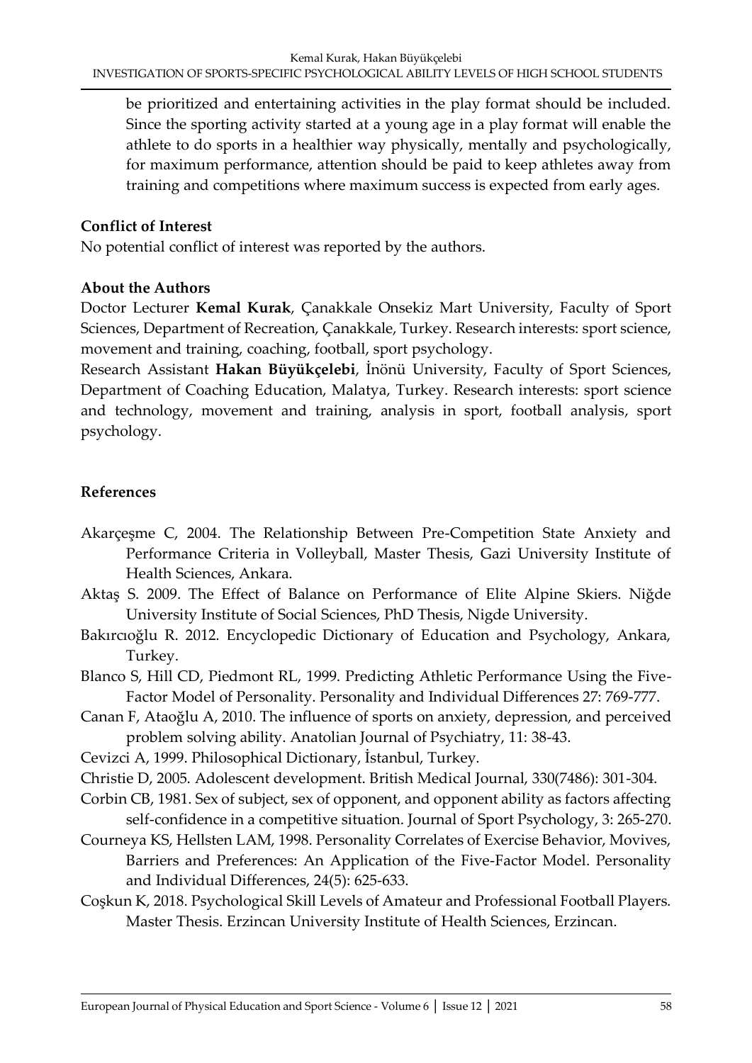be prioritized and entertaining activities in the play format should be included. Since the sporting activity started at a young age in a play format will enable the athlete to do sports in a healthier way physically, mentally and psychologically, for maximum performance, attention should be paid to keep athletes away from training and competitions where maximum success is expected from early ages.

### Conflict of Interest

No potential conflict of interest was reported by the authors.

### About the Authors

Doctor Lecturer **Kemal Kurak**, Çanakkale Onsekiz Mart University, Faculty of Sport Sciences, Department of Recreation, Çanakkale, Turkey. Research interests: sport science, movement and training, coaching, football, sport psychology.

Research Assistant **Hakan Büyükçelebi**, İnönü University, Faculty of Sport Sciences, Department of Coaching Education, Malatya, Turkey. Research interests: sport science and technology, movement and training, analysis in sport, football analysis, sport psychology.

### References

Akarçeşme C, 2004. The Relationship Between Pre-Competition State Anxiety and Performance Criteria in Volleyball, Master Thesis, Gazi University Institute of Health Sciences, Ankara.

Aktaş S. 2009. The Effect of Balance on Performance of Elite Alpine Skiers. Niğde University Institute of Social Sciences, PhD Thesis, Nigde University.

Bakırcıoğlu R. 2012. Encyclopedic Dictionary of Education and Psychology, Ankara, Turkey.

Blanco S, Hill CD, Piedmont RL, 1999. Predicting Athletic Performance Using the Five-Factor Model of Personality. Personality and Individual Differences 27: 769-777.

Canan F, Ataoğlu A, 2010. The influence of sports on anxiety, depression, and perceived problem solving ability. Anatolian Journal of Psychiatry, 11: 38-43.

Cevizci A, 1999. Philosophical Dictionary, İstanbul, Turkey.

Christie D, 2005. Adolescent development. British Medical Journal, 330(7486): 301-304.

Corbin CB, 1981. Sex of subject, sex of opponent, and opponent ability as factors affecting self-confidence in a competitive situation. Journal of Sport Psychology, 3: 265-270.

Courneya KS, Hellsten LAM, 1998. Personality Correlates of Exercise Behavior, Movives, Barriers and Preferences: An Application of the Five-Factor Model. Personality and Individual Differences, 24(5): 625-633.

Coşkun K, 2018. Psychological Skill Levels of Amateur and Professional Football Players. Master Thesis. Erzincan University Institute of Health Sciences, Erzincan.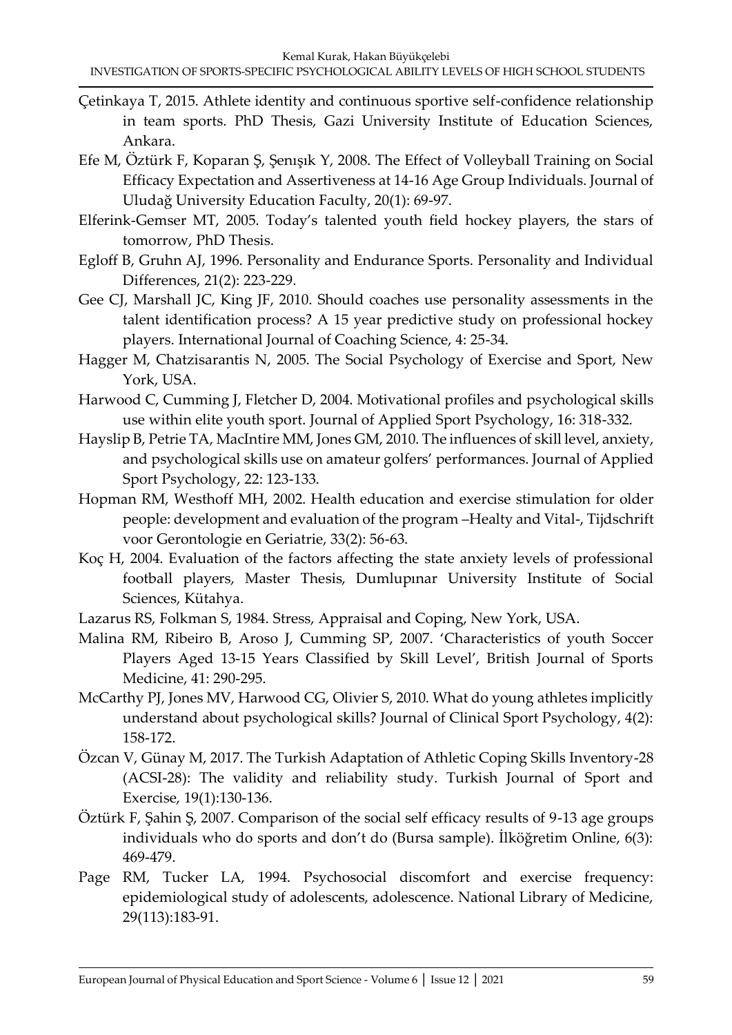Çetinkaya T, 2015. Athlete identity and continuous sportive self-confidence relationship in team sports. PhD Thesis, Gazi University Institute of Education Sciences, Ankara.

Efe M, Öztürk F, Koparan Ş, Şenışık Y, 2008. The Effect of Volleyball Training on Social Efficacy Expectation and Assertiveness at 14-16 Age Group Individuals. Journal of Uludağ University Education Faculty, 20(1): 69-97.

Elferink-Gemser MT, 2005. Today's talented youth field hockey players, the stars of tomorrow, PhD Thesis.

Egloff B, Gruhn AJ, 1996. Personality and Endurance Sports. Personality and Individual Differences, 21(2): 223-229.

Gee CJ, Marshall JC, King JF, 2010. Should coaches use personality assessments in the talent identification process? A 15 year predictive study on professional hockey players. International Journal of Coaching Science, 4: 25-34.

Hagger M, Chatzisarantis N, 2005. The Social Psychology of Exercise and Sport, New York, USA.

Harwood C, Cumming J, Fletcher D, 2004. Motivational profiles and psychological skills use within elite youth sport. Journal of Applied Sport Psychology, 16: 318-332.

Hayslip B, Petrie TA, MacIntire MM, Jones GM, 2010. The influences of skill level, anxiety, and psychological skills use on amateur golfers' performances. Journal of Applied Sport Psychology, 22: 123-133.

Hopman RM, Westhoff MH, 2002. Health education and exercise stimulation for older people: development and evaluation of the program –Healty and Vital-, Tijdschrift voor Gerontologie en Geriatrie, 33(2): 56-63.

Koç H, 2004. Evaluation of the factors affecting the state anxiety levels of professional football players, Master Thesis, Dumlupınar University Institute of Social Sciences, Kütahya.

Lazarus RS, Folkman S, 1984. Stress, Appraisal and Coping, New York, USA.

Malina RM, Ribeiro B, Aroso J, Cumming SP, 2007. 'Characteristics of youth Soccer Players Aged 13-15 Years Classified by Skill Level', British Journal of Sports Medicine, 41: 290-295.

McCarthy PJ, Jones MV, Harwood CG, Olivier S, 2010. What do young athletes implicitly understand about psychological skills? Journal of Clinical Sport Psychology, 4(2): 158-172.

Özcan V, Günay M, 2017. The Turkish Adaptation of Athletic Coping Skills Inventory-28 (ACSI-28): The validity and reliability study. Turkish Journal of Sport and Exercise, 19(1):130-136.

Öztürk F, Şahin Ş, 2007. Comparison of the social self efficacy results of 9-13 age groups individuals who do sports and don't do (Bursa sample). İlköğretim Online, 6(3): 469-479.

Page RM, Tucker LA, 1994. Psychosocial discomfort and exercise frequency: epidemiological study of adolescents, adolescence. National Library of Medicine, 29(113):183-91.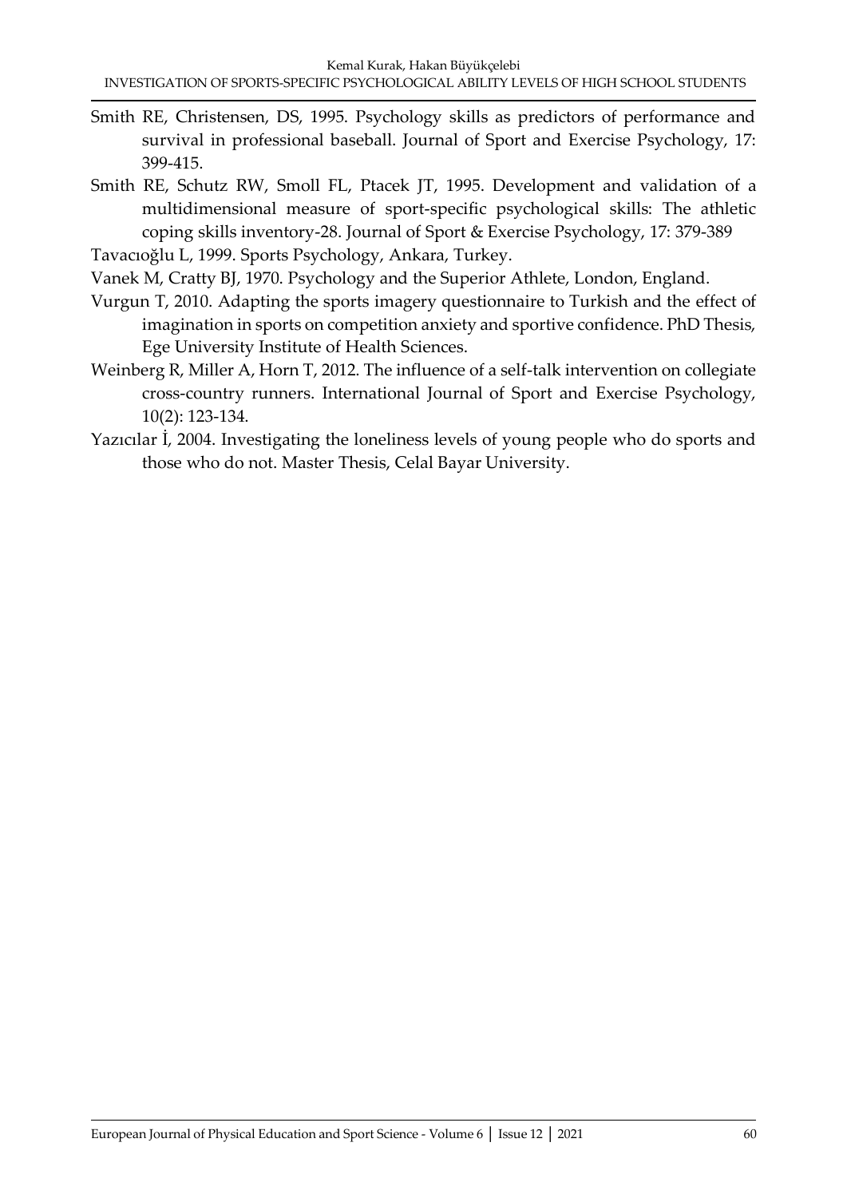Smith RE, Christensen, DS, 1995. Psychology skills as predictors of performance and survival in professional baseball. Journal of Sport and Exercise Psychology, 17: 399-415.

Smith RE, Schutz RW, Smoll FL, Ptacek JT, 1995. Development and validation of a multidimensional measure of sport-specific psychological skills: The athletic coping skills inventory-28. Journal of Sport & Exercise Psychology, 17: 379-389

Tavacıoğlu L, 1999. Sports Psychology, Ankara, Turkey.

Vanek M, Cratty BJ, 1970. Psychology and the Superior Athlete, London, England.

Vurgun T, 2010. Adapting the sports imagery questionnaire to Turkish and the effect of imagination in sports on competition anxiety and sportive confidence. PhD Thesis, Ege University Institute of Health Sciences.

Weinberg R, Miller A, Horn T, 2012. The influence of a self-talk intervention on collegiate cross-country runners. International Journal of Sport and Exercise Psychology, 10(2): 123-134.

Yazıcılar İ, 2004. Investigating the loneliness levels of young people who do sports and those who do not. Master Thesis, Celal Bayar University.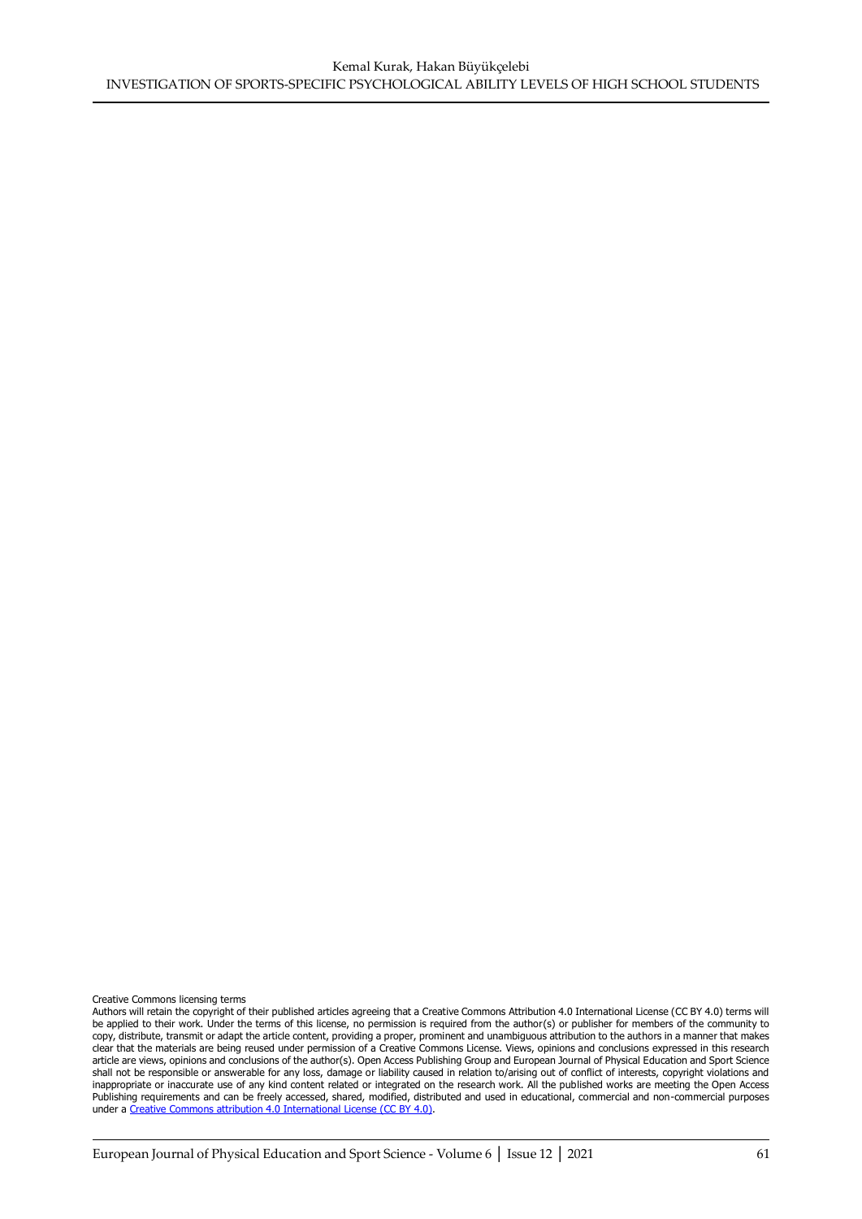Creative Commons licensing terms

Authors will retain the copyright of their published articles agreeing that a Creative Commons Attribution 4.0 International License (CC BY 4.0) terms will be applied to their work. Under the terms of this license, no permission is required from the author(s) or publisher for members of the community to copy, distribute, transmit or adapt the article content, providing a proper, prominent and unambiguous attribution to the authors in a manner that makes clear that the materials are being reused under permission of a Creative Commons License. Views, opinions and conclusions expressed in this research article are views, opinions and conclusions of the author(s). Open Access Publishing Group and European Journal of Physical Education and Sport Science shall not be responsible or answerable for any loss, damage or liability caused in relation to/arising out of conflict of interests, copyright violations and inappropriate or inaccurate use of any kind content related or integrated on the research work. All the published works are meeting the Open Access Publishing requirements and can be freely accessed, shared, modified, distributed and used in educational, commercial and non-commercial purposes under a [Creative Commons attribution 4.0 International License (CC BY 4.0)](https://creativecommons.org/licenses/by/4.0/).